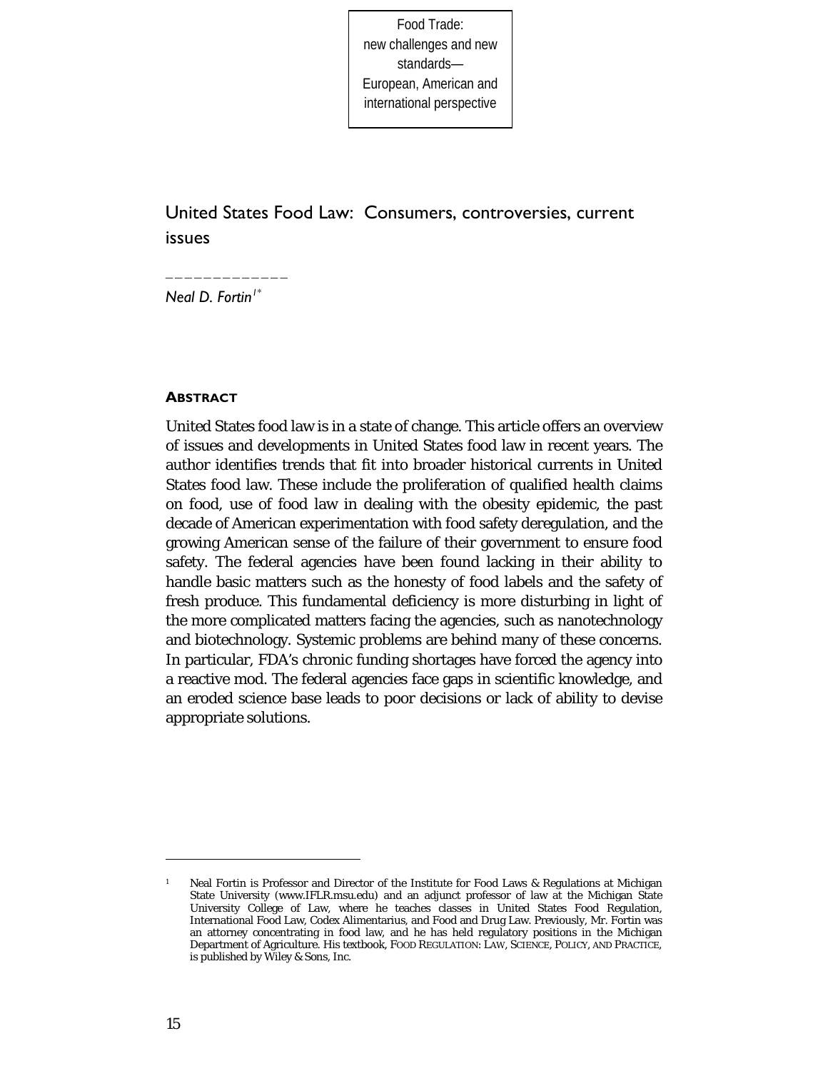Food Trade:
new challenges and new standards—
European, American and international perspective

# United States Food Law: Consumers, controversies, current issues

*Neal D. Fortin*[1*]

## ABSTRACT

United States food law is in a state of change. This article offers an overview of issues and developments in United States food law in recent years. The author identifies trends that fit into broader historical currents in United States food law. These include the proliferation of qualified health claims on food, use of food law in dealing with the obesity epidemic, the past decade of American experimentation with food safety deregulation, and the growing American sense of the failure of their government to ensure food safety. The federal agencies have been found lacking in their ability to handle basic matters such as the honesty of food labels and the safety of fresh produce. This fundamental deficiency is more disturbing in light of the more complicated matters facing the agencies, such as nanotechnology and biotechnology. Systemic problems are behind many of these concerns. In particular, FDA's chronic funding shortages have forced the agency into a reactive mod. The federal agencies face gaps in scientific knowledge, and an eroded science base leads to poor decisions or lack of ability to devise appropriate solutions.

---

[1] Neal Fortin is Professor and Director of the Institute for Food Laws & Regulations at Michigan State University (www.IFLR.msu.edu) and an adjunct professor of law at the Michigan State University College of Law, where he teaches classes in United States Food Regulation, International Food Law, Codex Alimentarius, and Food and Drug Law. Previously, Mr. Fortin was an attorney concentrating in food law, and he has held regulatory positions in the Michigan Department of Agriculture. His textbook, FOOD REGULATION: LAW, SCIENCE, POLICY, AND PRACTICE, is published by Wiley & Sons, Inc.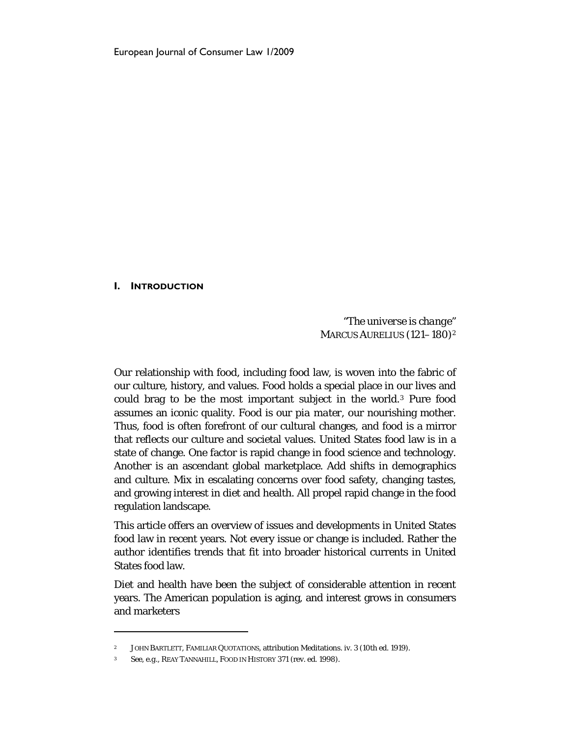## I. INTRODUCTION

> *"The universe is change"*
> MARCUS AURELIUS (121–180)[2]

Our relationship with food, including food law, is woven into the fabric of our culture, history, and values. Food holds a special place in our lives and could brag to be the most important subject in the world.[3] Pure food assumes an iconic quality. Food is our *pia mater*, our nourishing mother. Thus, food is often forefront of our cultural changes, and food is a mirror that reflects our culture and societal values. United States food law is in a state of change. One factor is rapid change in food science and technology. Another is an ascendant global marketplace. Add shifts in demographics and culture. Mix in escalating concerns over food safety, changing tastes, and growing interest in diet and health. All propel rapid change in the food regulation landscape.

This article offers an overview of issues and developments in United States food law in recent years. Not every issue or change is included. Rather the author identifies trends that fit into broader historical currents in United States food law.

Diet and health have been the subject of considerable attention in recent years. The American population is aging, and interest grows in consumers and marketers

---

[2] JOHN BARTLETT, FAMILIAR QUOTATIONS, attribution Meditations. iv. 3 (10th ed. 1919).

[3] See, e.g., REAY TANNAHILL, FOOD IN HISTORY 371 (rev. ed. 1998).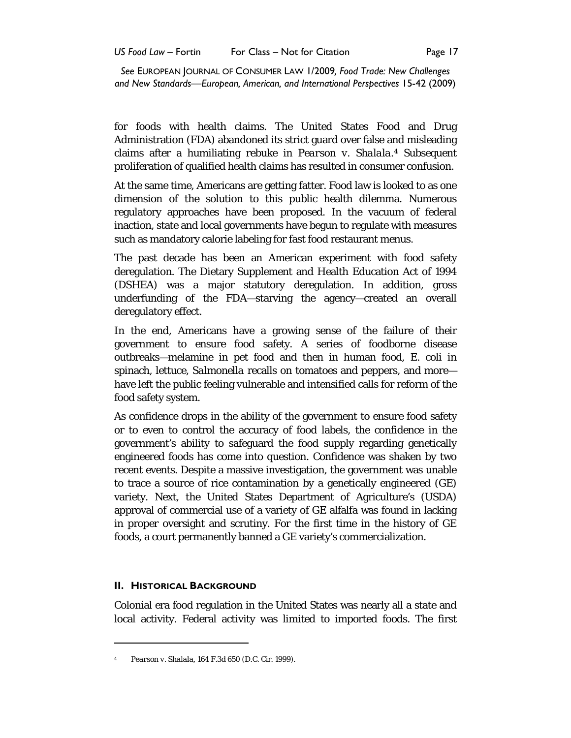for foods with health claims. The United States Food and Drug Administration (FDA) abandoned its strict guard over false and misleading claims after a humiliating rebuke in *Pearson v. Shalala*.[4] Subsequent proliferation of qualified health claims has resulted in consumer confusion.

At the same time, Americans are getting fatter. Food law is looked to as one dimension of the solution to this public health dilemma. Numerous regulatory approaches have been proposed. In the vacuum of federal inaction, state and local governments have begun to regulate with measures such as mandatory calorie labeling for fast food restaurant menus.

The past decade has been an American experiment with food safety deregulation. The Dietary Supplement and Health Education Act of 1994 (DSHEA) was a major statutory deregulation. In addition, gross underfunding of the FDA—starving the agency—created an overall deregulatory effect.

In the end, Americans have a growing sense of the failure of their government to ensure food safety. A series of foodborne disease outbreaks—melamine in pet food and then in human food, E. coli in spinach, lettuce, *Salmonella* recalls on tomatoes and peppers, and more—have left the public feeling vulnerable and intensified calls for reform of the food safety system.

As confidence drops in the ability of the government to ensure food safety or to even to control the accuracy of food labels, the confidence in the government's ability to safeguard the food supply regarding genetically engineered foods has come into question. Confidence was shaken by two recent events. Despite a massive investigation, the government was unable to trace a source of rice contamination by a genetically engineered (GE) variety. Next, the United States Department of Agriculture's (USDA) approval of commercial use of a variety of GE alfalfa was found in lacking in proper oversight and scrutiny. For the first time in the history of GE foods, a court permanently banned a GE variety's commercialization.

## II. Historical Background

Colonial era food regulation in the United States was nearly all a state and local activity. Federal activity was limited to imported foods. The first

---

[4] *Pearson v. Shalala*, 164 F.3d 650 (D.C. Cir. 1999).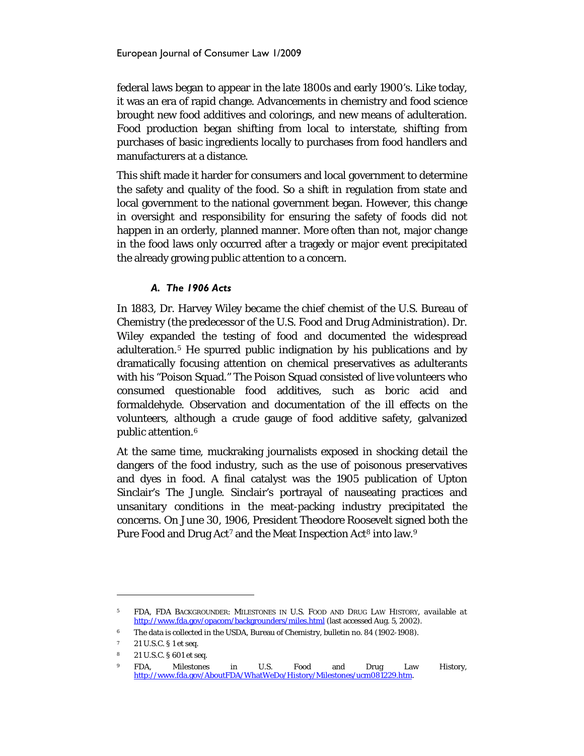federal laws began to appear in the late 1800s and early 1900's. Like today, it was an era of rapid change. Advancements in chemistry and food science brought new food additives and colorings, and new means of adulteration. Food production began shifting from local to interstate, shifting from purchases of basic ingredients locally to purchases from food handlers and manufacturers at a distance.

This shift made it harder for consumers and local government to determine the safety and quality of the food. So a shift in regulation from state and local government to the national government began. However, this change in oversight and responsibility for ensuring the safety of foods did not happen in an orderly, planned manner. More often than not, major change in the food laws only occurred after a tragedy or major event precipitated the already growing public attention to a concern.

### *A. The 1906 Acts*

In 1883, Dr. Harvey Wiley became the chief chemist of the U.S. Bureau of Chemistry (the predecessor of the U.S. Food and Drug Administration). Dr. Wiley expanded the testing of food and documented the widespread adulteration.[5] He spurred public indignation by his publications and by dramatically focusing attention on chemical preservatives as adulterants with his "Poison Squad." The Poison Squad consisted of live volunteers who consumed questionable food additives, such as boric acid and formaldehyde. Observation and documentation of the ill effects on the volunteers, although a crude gauge of food additive safety, galvanized public attention.[6]

At the same time, muckraking journalists exposed in shocking detail the dangers of the food industry, such as the use of poisonous preservatives and dyes in food. A final catalyst was the 1905 publication of Upton Sinclair's The Jungle. Sinclair's portrayal of nauseating practices and unsanitary conditions in the meat-packing industry precipitated the concerns. On June 30, 1906, President Theodore Roosevelt signed both the Pure Food and Drug Act[7] and the Meat Inspection Act[8] into law.[9]

---

[5] FDA, FDA BACKGROUNDER: MILESTONES IN U.S. FOOD AND DRUG LAW HISTORY, available at http://www.fda.gov/opacom/backgrounders/miles.html (last accessed Aug. 5, 2002).

[6] The data is collected in the USDA, Bureau of Chemistry, bulletin no. 84 (1902-1908).

[7] 21 U.S.C. § 1 et seq.

[8] 21 U.S.C. § 601 et seq.

[9] FDA, Milestones in U.S. Food and Drug Law History, http://www.fda.gov/AboutFDA/WhatWeDo/History/Milestones/ucm081229.htm.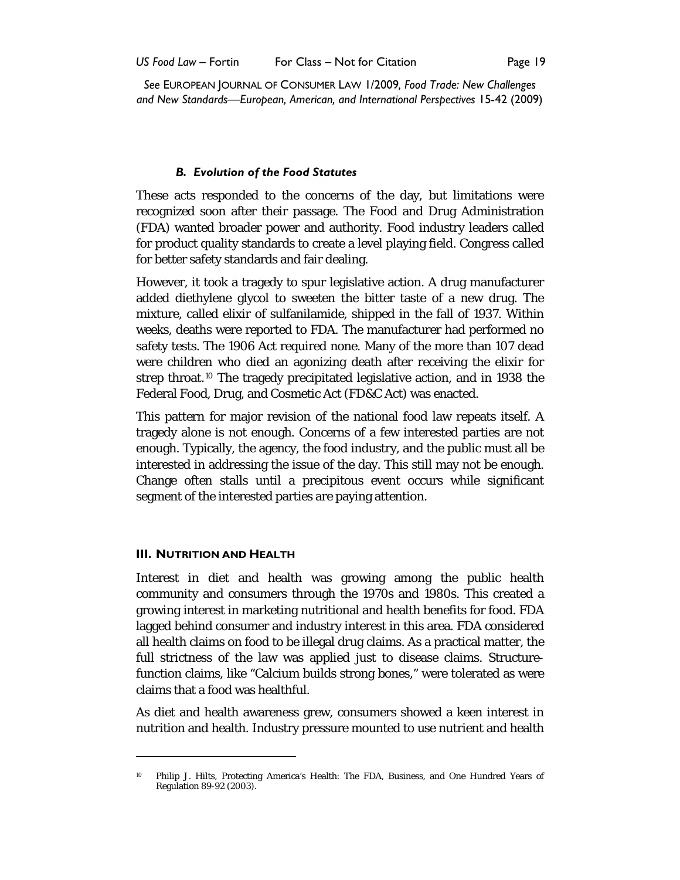*See* EUROPEAN JOURNAL OF CONSUMER LAW 1/2009, *Food Trade: New Challenges and New Standards—European, American, and International Perspectives* 15-42 (2009)

### *B. Evolution of the Food Statutes*

These acts responded to the concerns of the day, but limitations were recognized soon after their passage. The Food and Drug Administration (FDA) wanted broader power and authority. Food industry leaders called for product quality standards to create a level playing field. Congress called for better safety standards and fair dealing.

However, it took a tragedy to spur legislative action. A drug manufacturer added diethylene glycol to sweeten the bitter taste of a new drug. The mixture, called elixir of sulfanilamide, shipped in the fall of 1937. Within weeks, deaths were reported to FDA. The manufacturer had performed no safety tests. The 1906 Act required none. Many of the more than 107 dead were children who died an agonizing death after receiving the elixir for strep throat.[10] The tragedy precipitated legislative action, and in 1938 the Federal Food, Drug, and Cosmetic Act (FD&C Act) was enacted.

This pattern for major revision of the national food law repeats itself. A tragedy alone is not enough. Concerns of a few interested parties are not enough. Typically, the agency, the food industry, and the public must all be interested in addressing the issue of the day. This still may not be enough. Change often stalls until a precipitous event occurs while significant segment of the interested parties are paying attention.

## III. NUTRITION AND HEALTH

Interest in diet and health was growing among the public health community and consumers through the 1970s and 1980s. This created a growing interest in marketing nutritional and health benefits for food. FDA lagged behind consumer and industry interest in this area. FDA considered all health claims on food to be illegal drug claims. As a practical matter, the full strictness of the law was applied just to disease claims. Structure-function claims, like "Calcium builds strong bones," were tolerated as were claims that a food was healthful.

As diet and health awareness grew, consumers showed a keen interest in nutrition and health. Industry pressure mounted to use nutrient and health

---

[10] Philip J. Hilts, Protecting America's Health: The FDA, Business, and One Hundred Years of Regulation 89-92 (2003).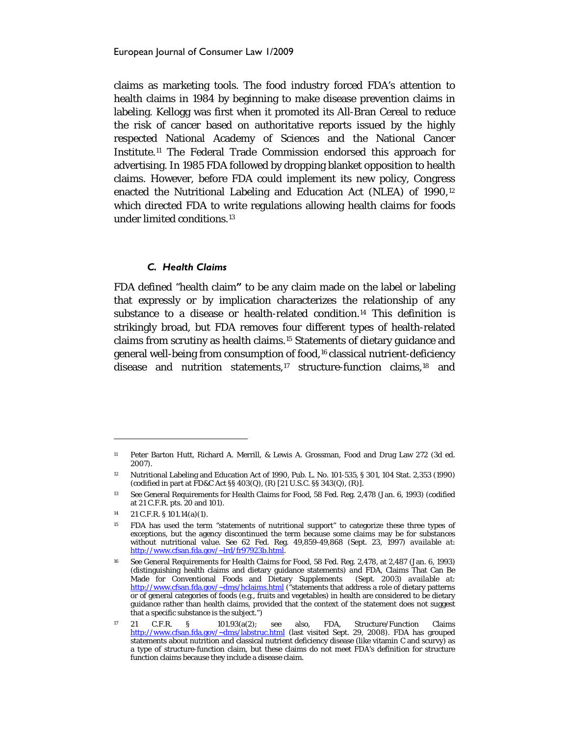claims as marketing tools. The food industry forced FDA's attention to health claims in 1984 by beginning to make disease prevention claims in labeling. Kellogg was first when it promoted its All-Bran Cereal to reduce the risk of cancer based on authoritative reports issued by the highly respected National Academy of Sciences and the National Cancer Institute.[11] The Federal Trade Commission endorsed this approach for advertising. In 1985 FDA followed by dropping blanket opposition to health claims. However, before FDA could implement its new policy, Congress enacted the Nutritional Labeling and Education Act (NLEA) of 1990,[12] which directed FDA to write regulations allowing health claims for foods under limited conditions.[13]

### *C. Health Claims*

FDA defined "health claim**"** to be any claim made on the label or labeling that expressly or by implication characterizes the relationship of any substance to a disease or health-related condition.[14] This definition is strikingly broad, but FDA removes four different types of health-related claims from scrutiny as health claims.[15] Statements of dietary guidance and general well-being from consumption of food,[16] classical nutrient-deficiency disease and nutrition statements,[17] structure-function claims,[18] and

---

[11] Peter Barton Hutt, Richard A. Merrill, & Lewis A. Grossman, Food and Drug Law 272 (3d ed. 2007).

[12] Nutritional Labeling and Education Act of 1990, Pub. L. No. 101-535, § 301, 104 Stat. 2,353 (1990) (codified in part at FD&C Act §§ 403(Q), (R) [21 U.S.C. §§ 343(Q), (R)].

[13] See General Requirements for Health Claims for Food, 58 Fed. Reg. 2,478 (Jan. 6, 1993) (codified at 21 C.F.R. pts. 20 and 101).

[14] 21 C.F.R. § 101.14(a)(1).

[15] FDA has used the term "statements of nutritional support" to categorize these three types of exceptions, but the agency discontinued the term because some claims may be for substances without nutritional value. See 62 Fed. Reg. 49,859-49,868 (Sept. 23, 1997) *available at*: http://www.cfsan.fda.gov/~lrd/fr97923b.html.

[16] See General Requirements for Health Claims for Food, 58 Fed. Reg. 2,478, at 2,487 (Jan. 6, 1993) (distinguishing health claims and dietary guidance statements) *and* FDA, Claims That Can Be Made for Conventional Foods and Dietary Supplements (Sept. 2003) *available at*: http://www.cfsan.fda.gov/~dms/hclaims.html ("statements that address a role of dietary patterns or of general categories of foods (e.g., fruits and vegetables) in health are considered to be dietary guidance rather than health claims, provided that the context of the statement does not suggest that a specific substance is the subject.")

[17] 21 C.F.R. § 101.93(a(2); see also, FDA, Structure/Function Claims http://www.cfsan.fda.gov/~dms/labstruc.html (last visited Sept. 29, 2008). FDA has grouped statements about nutrition and classical nutrient deficiency disease (like vitamin C and scurvy) as a type of structure-function claim, but these claims do not meet FDA's definition for structure function claims because they include a disease claim.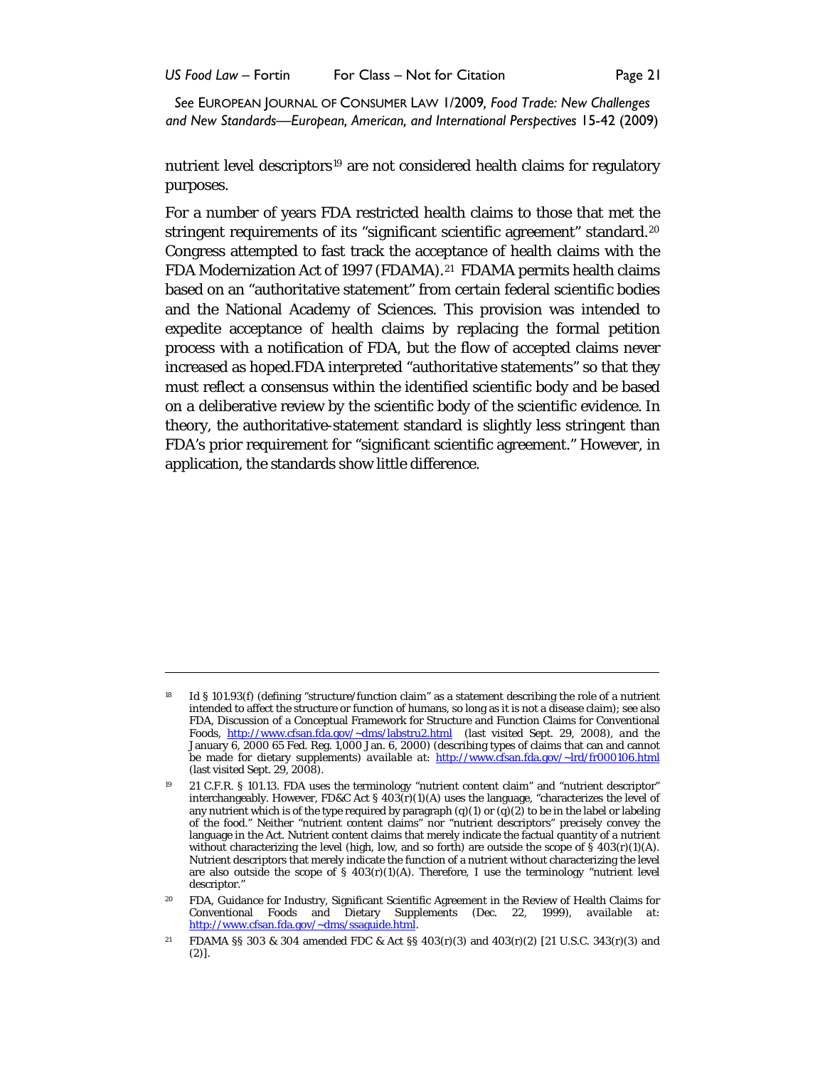nutrient level descriptors[19] are not considered health claims for regulatory purposes.

For a number of years FDA restricted health claims to those that met the stringent requirements of its "significant scientific agreement" standard.[20] Congress attempted to fast track the acceptance of health claims with the FDA Modernization Act of 1997 (FDAMA).[21] FDAMA permits health claims based on an "authoritative statement" from certain federal scientific bodies and the National Academy of Sciences. This provision was intended to expedite acceptance of health claims by replacing the formal petition process with a notification of FDA, but the flow of accepted claims never increased as hoped.FDA interpreted "authoritative statements" so that they must reflect a consensus within the identified scientific body and be based on a deliberative review by the scientific body of the scientific evidence. In theory, the authoritative-statement standard is slightly less stringent than FDA's prior requirement for "significant scientific agreement." However, in application, the standards show little difference.

---

[18] Id § 101.93(f) (defining "structure/function claim" as a statement describing the role of a nutrient intended to affect the structure or function of humans, so long as it is not a disease claim); see also FDA, Discussion of a Conceptual Framework for Structure and Function Claims for Conventional Foods, http://www.cfsan.fda.gov/~dms/labstru2.html (last visited Sept. 29, 2008), and the January 6, 2000 65 Fed. Reg. 1,000 Jan. 6, 2000) (describing types of claims that can and cannot be made for dietary supplements) *available at*: http://www.cfsan.fda.gov/~lrd/fr000106.html (last visited Sept. 29, 2008).

[19] 21 C.F.R. § 101.13. FDA uses the terminology "nutrient content claim" and "nutrient descriptor" interchangeably. However, FD&C Act § 403(r)(1)(A) uses the language, "characterizes the level of any nutrient which is of the type required by paragraph (q)(1) or (q)(2) to be in the label or labeling of the food." Neither "nutrient content claims" nor "nutrient descriptors" precisely convey the language in the Act. Nutrient content claims that merely indicate the factual quantity of a nutrient without characterizing the level (high, low, and so forth) are outside the scope of § 403(r)(1)(A). Nutrient descriptors that merely indicate the function of a nutrient without characterizing the level are also outside the scope of § 403(r)(1)(A). Therefore, I use the terminology "nutrient level descriptor."

[20] FDA, Guidance for Industry, Significant Scientific Agreement in the Review of Health Claims for Conventional Foods and Dietary Supplements (Dec. 22, 1999), *available at*: http://www.cfsan.fda.gov/~dms/ssaguide.html.

[21] FDAMA §§ 303 & 304 amended FDC & Act §§ 403(r)(3) and 403(r)(2) [21 U.S.C. 343(r)(3) and (2)].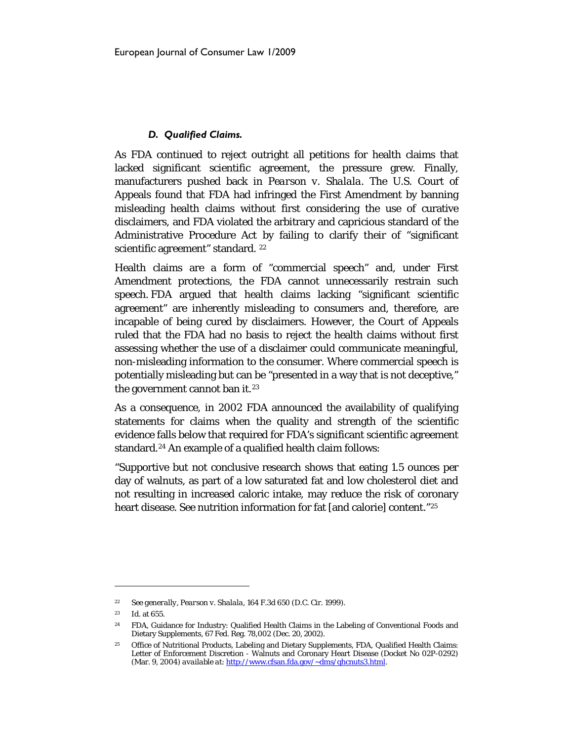### *D. Qualified Claims.*

As FDA continued to reject outright all petitions for health claims that lacked significant scientific agreement, the pressure grew. Finally, manufacturers pushed back in *Pearson v. Shalala*. The U.S. Court of Appeals found that FDA had infringed the First Amendment by banning misleading health claims without first considering the use of curative disclaimers, and FDA violated the arbitrary and capricious standard of the Administrative Procedure Act by failing to clarify their of "significant scientific agreement" standard. [22]

Health claims are a form of "commercial speech" and, under First Amendment protections, the FDA cannot unnecessarily restrain such speech. FDA argued that health claims lacking "significant scientific agreement" are inherently misleading to consumers and, therefore, are incapable of being cured by disclaimers. However, the Court of Appeals ruled that the FDA had no basis to reject the health claims without first assessing whether the use of a disclaimer could communicate meaningful, non-misleading information to the consumer. Where commercial speech is potentially misleading but can be "presented in a way that is not deceptive," the government cannot ban it.[23]

As a consequence, in 2002 FDA announced the availability of qualifying statements for claims when the quality and strength of the scientific evidence falls below that required for FDA's significant scientific agreement standard.[24] An example of a qualified health claim follows:

"Supportive but not conclusive research shows that eating 1.5 ounces per day of walnuts, as part of a low saturated fat and low cholesterol diet and not resulting in increased caloric intake, may reduce the risk of coronary heart disease. See nutrition information for fat [and calorie] content."[25]

---

[22] *See generally*, *Pearson v. Shalala*, 164 F.3d 650 (D.C. Cir. 1999).

[23] *Id.* at 655.

[24] FDA, Guidance for Industry: Qualified Health Claims in the Labeling of Conventional Foods and Dietary Supplements, 67 Fed. Reg. 78,002 (Dec. 20, 2002).

[25] Office of Nutritional Products, Labeling and Dietary Supplements, FDA, Qualified Health Claims: Letter of Enforcement Discretion - Walnuts and Coronary Heart Disease (Docket No 02P-0292) (Mar. 9, 2004) *available at*: http://www.cfsan.fda.gov/~dms/qhcnuts3.html.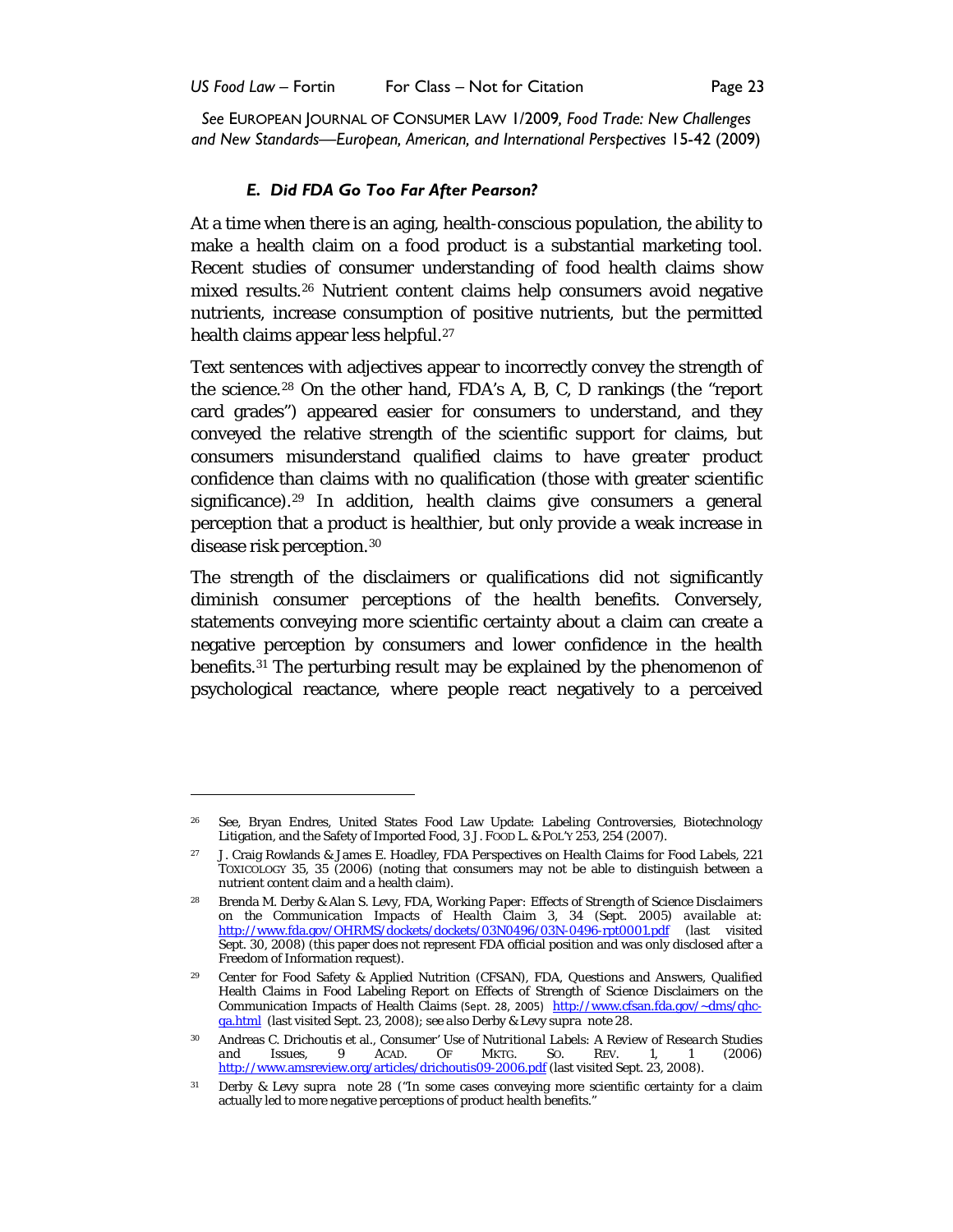*See* EUROPEAN JOURNAL OF CONSUMER LAW 1/2009, *Food Trade: New Challenges and New Standards—European, American, and International Perspectives* 15-42 (2009)

### *E. Did FDA Go Too Far After Pearson?*

At a time when there is an aging, health-conscious population, the ability to make a health claim on a food product is a substantial marketing tool. Recent studies of consumer understanding of food health claims show mixed results.[26] Nutrient content claims help consumers avoid negative nutrients, increase consumption of positive nutrients, but the permitted health claims appear less helpful.[27]

Text sentences with adjectives appear to incorrectly convey the strength of the science.[28] On the other hand, FDA's A, B, C, D rankings (the "report card grades") appeared easier for consumers to understand, and they conveyed the relative strength of the scientific support for claims, but consumers misunderstand qualified claims to have *greater* product confidence than claims with no qualification (those with greater scientific significance).[29] In addition, health claims give consumers a general perception that a product is healthier, but only provide a weak increase in disease risk perception.[30]

The strength of the disclaimers or qualifications did not significantly diminish consumer perceptions of the health benefits. Conversely, statements conveying more scientific certainty about a claim can create a negative perception by consumers and lower confidence in the health benefits.[31] The perturbing result may be explained by the phenomenon of psychological reactance, where people react negatively to a perceived

---

[26] See, Bryan Endres, United States Food Law Update: Labeling Controversies, Biotechnology Litigation, and the Safety of Imported Food, 3 J. FOOD L. & POL'Y 253, 254 (2007).

[27] J. Craig Rowlands & James E. Hoadley, *FDA Perspectives on Health Claims for Food Labels*, 221 TOXICOLOGY 35, 35 (2006) (noting that consumers may not be able to distinguish between a nutrient content claim and a health claim).

[28] Brenda M. Derby & Alan S. Levy, FDA, *Working Paper: Effects of Strength of Science Disclaimers on the Communication Impacts of Health Claim* 3, 34 (Sept. 2005) available at: http://www.fda.gov/OHRMS/dockets/dockets/03N0496/03N-0496-rpt0001.pdf (last visited Sept. 30, 2008) (this paper does not represent FDA official position and was only disclosed after a Freedom of Information request).

[29] Center for Food Safety & Applied Nutrition (CFSAN), FDA, Questions and Answers, Qualified Health Claims in Food Labeling Report on Effects of Strength of Science Disclaimers on the Communication Impacts of Health Claims (Sept. 28, 2005) http://www.cfsan.fda.gov/~dms/qhc-qa.html (last visited Sept. 23, 2008); *see also* Derby & Levy *supra* note 28.

[30] Andreas C. Drichoutis et al., *Consumer' Use of Nutritional Labels: A Review of Research Studies and Issues*, 9 ACAD. OF MKTG. SO. REV. 1, 1 (2006) http://www.amsreview.org/articles/drichoutis09-2006.pdf (last visited Sept. 23, 2008).

[31] Derby & Levy *supra* note 28 ("In some cases conveying more scientific certainty for a claim actually led to more negative perceptions of product health benefits."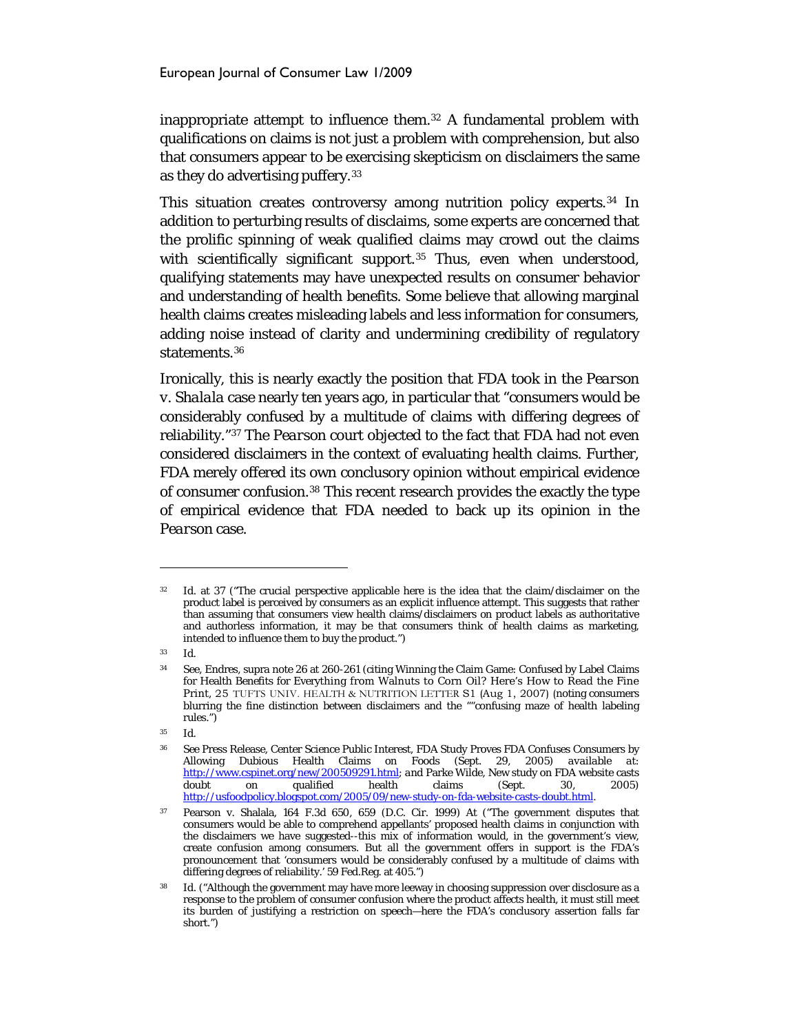inappropriate attempt to influence them.[32] A fundamental problem with qualifications on claims is not just a problem with comprehension, but also that consumers appear to be exercising skepticism on disclaimers the same as they do advertising puffery.[33]

This situation creates controversy among nutrition policy experts.[34] In addition to perturbing results of disclaims, some experts are concerned that the prolific spinning of weak qualified claims may crowd out the claims with scientifically significant support.[35] Thus, even when understood, qualifying statements may have unexpected results on consumer behavior and understanding of health benefits. Some believe that allowing marginal health claims creates misleading labels and less information for consumers, adding noise instead of clarity and undermining credibility of regulatory statements.[36]

Ironically, this is nearly exactly the position that FDA took in the *Pearson v. Shalala* case nearly ten years ago, in particular that "consumers would be considerably confused by a multitude of claims with differing degrees of reliability."[37] The *Pearson* court objected to the fact that FDA had not even considered disclaimers in the context of evaluating health claims. Further, FDA merely offered its own conclusory opinion without empirical evidence of consumer confusion.[38] This recent research provides the exactly the type of empirical evidence that FDA needed to back up its opinion in the *Pearson* case.

---

[32] Id. at 37 ("The crucial perspective applicable here is the idea that the claim/disclaimer on the product label is perceived by consumers as an explicit influence attempt. This suggests that rather than assuming that consumers view health claims/disclaimers on product labels as authoritative and authorless information, it may be that consumers think of health claims as marketing, intended to influence them to buy the product.")

[33] Id.

[34] See, Endres, supra note 26 at 260-261 (citing Winning the Claim Game: Confused by Label Claims for Health Benefits for Everything from Walnuts to Corn Oil? Here's How to Read the Fine Print, 25 TUFTS UNIV. HEALTH & NUTRITION LETTER S1 (Aug 1, 2007) (noting consumers blurring the fine distinction between disclaimers and the ""confusing maze of health labeling rules.")

[35] Id.

[36] See Press Release, Center Science Public Interest, FDA Study Proves FDA Confuses Consumers by Allowing Dubious Health Claims on Foods (Sept. 29, 2005) available at: http://www.cspinet.org/new/200509291.html; and Parke Wilde, New study on FDA website casts doubt on qualified health claims (Sept. 30, 2005) http://usfoodpolicy.blogspot.com/2005/09/new-study-on-fda-website-casts-doubt.html.

[37] Pearson v. Shalala, 164 F.3d 650, 659 (D.C. Cir. 1999) At ("The government disputes that consumers would be able to comprehend appellants' proposed health claims in conjunction with the disclaimers we have suggested--this mix of information would, in the government's view, create confusion among consumers. But all the government offers in support is the FDA's pronouncement that 'consumers would be considerably confused by a multitude of claims with differing degrees of reliability.' 59 Fed.Reg. at 405.")

[38] Id. ("Although the government may have more leeway in choosing suppression over disclosure as a response to the problem of consumer confusion where the product affects health, it must still meet its burden of justifying a restriction on speech—here the FDA's conclusory assertion falls far short.")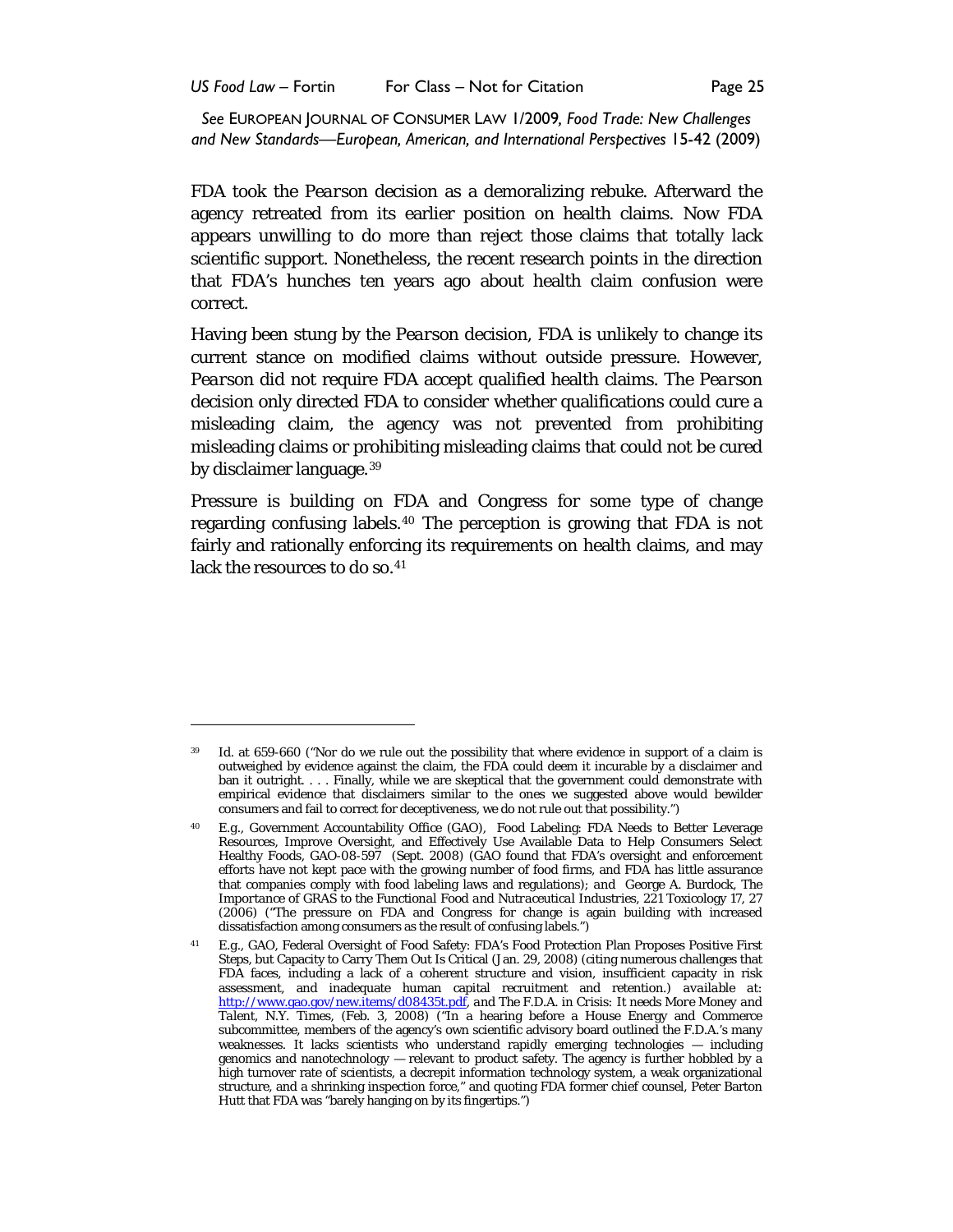*See* EUROPEAN JOURNAL OF CONSUMER LAW 1/2009, *Food Trade: New Challenges and New Standards—European, American, and International Perspectives* 15-42 (2009)

FDA took the *Pearson* decision as a demoralizing rebuke. Afterward the agency retreated from its earlier position on health claims. Now FDA appears unwilling to do more than reject those claims that totally lack scientific support. Nonetheless, the recent research points in the direction that FDA's hunches ten years ago about health claim confusion were correct.

Having been stung by the *Pearson* decision, FDA is unlikely to change its current stance on modified claims without outside pressure. However, *Pearson* did not require FDA accept qualified health claims. The *Pearson* decision only directed FDA to consider whether qualifications could cure a misleading claim, the agency was not prevented from prohibiting misleading claims or prohibiting misleading claims that could not be cured by disclaimer language.[39]

Pressure is building on FDA and Congress for some type of change regarding confusing labels.[40] The perception is growing that FDA is not fairly and rationally enforcing its requirements on health claims, and may lack the resources to do so.[41]

---

[39] Id. at 659-660 ("Nor do we rule out the possibility that where evidence in support of a claim is outweighed by evidence against the claim, the FDA could deem it incurable by a disclaimer and ban it outright. . . . Finally, while we are skeptical that the government could demonstrate with empirical evidence that disclaimers similar to the ones we suggested above would bewilder consumers and fail to correct for deceptiveness, we do not rule out that possibility.")

[40] E.g., Government Accountability Office (GAO), Food Labeling: FDA Needs to Better Leverage Resources, Improve Oversight, and Effectively Use Available Data to Help Consumers Select Healthy Foods, GAO-08-597 (Sept. 2008) (GAO found that FDA's oversight and enforcement efforts have not kept pace with the growing number of food firms, and FDA has little assurance that companies comply with food labeling laws and regulations); and George A. Burdock, *The Importance of GRAS to the Functional Food and Nutraceutical Industries*, 221 Toxicology 17, 27 (2006) ("The pressure on FDA and Congress for change is again building with increased dissatisfaction among consumers as the result of confusing labels.")

[41] E.g., GAO, Federal Oversight of Food Safety: FDA's Food Protection Plan Proposes Positive First Steps, but Capacity to Carry Them Out Is Critical (Jan. 29, 2008) (citing numerous challenges that FDA faces, including a lack of a coherent structure and vision, insufficient capacity in risk assessment, and inadequate human capital recruitment and retention.) *available at*: http://www.gao.gov/new.items/d08435t.pdf, and *The F.D.A. in Crisis: It needs More Money and Talent*, N.Y. Times, (Feb. 3, 2008) ("In a hearing before a House Energy and Commerce subcommittee, members of the agency's own scientific advisory board outlined the F.D.A.'s many weaknesses. It lacks scientists who understand rapidly emerging technologies — including genomics and nanotechnology — relevant to product safety. The agency is further hobbled by a high turnover rate of scientists, a decrepit information technology system, a weak organizational structure, and a shrinking inspection force," and quoting FDA former chief counsel, Peter Barton Hutt that FDA was "barely hanging on by its fingertips.")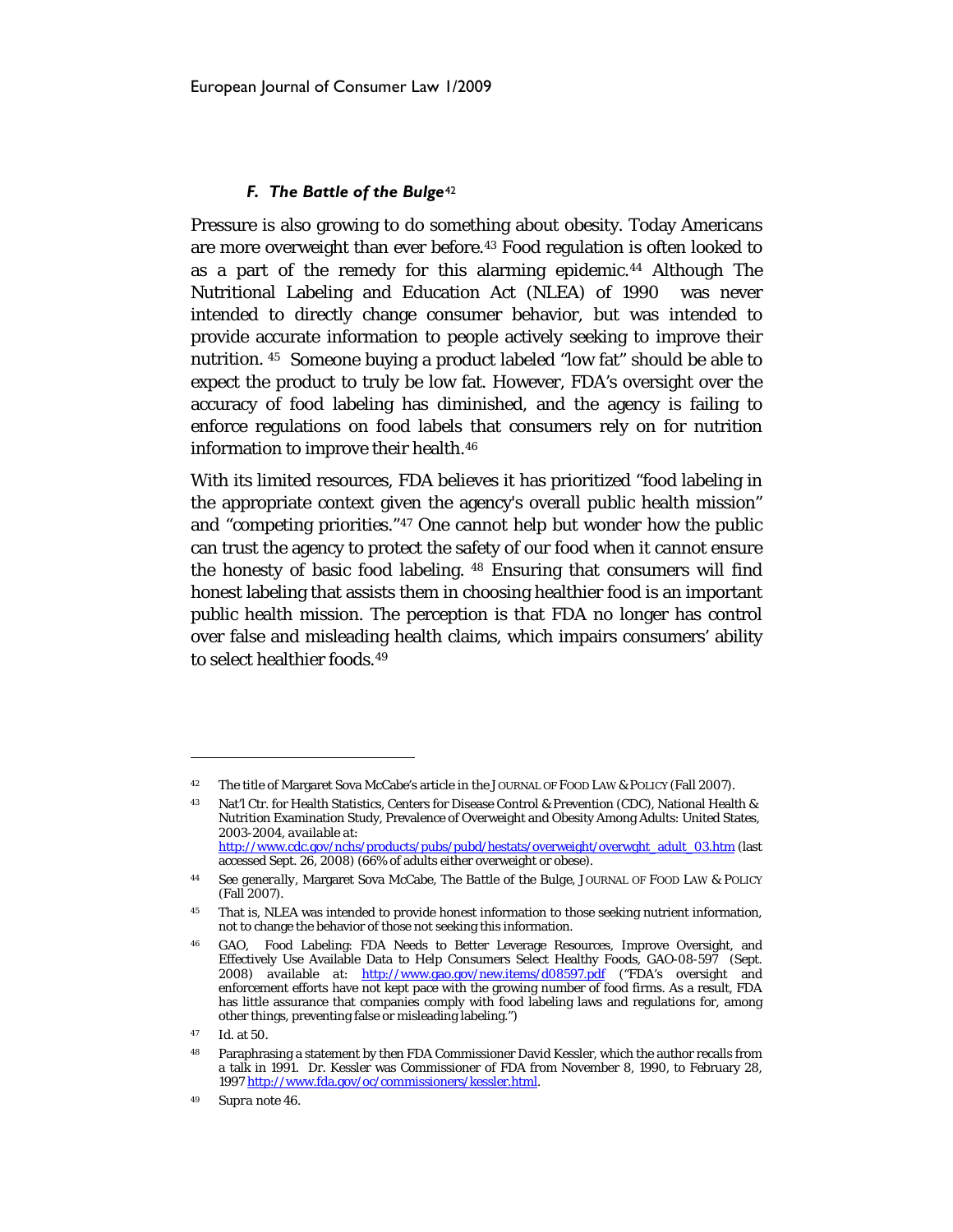### *F. The Battle of the Bulge*[42]

Pressure is also growing to do something about obesity. Today Americans are more overweight than ever before.[43] Food regulation is often looked to as a part of the remedy for this alarming epidemic.[44] Although The Nutritional Labeling and Education Act (NLEA) of 1990 was never intended to directly change consumer behavior, but was intended to provide accurate information to people actively seeking to improve their nutrition. [45] Someone buying a product labeled "low fat" should be able to expect the product to truly be low fat. However, FDA's oversight over the accuracy of food labeling has diminished, and the agency is failing to enforce regulations on food labels that consumers rely on for nutrition information to improve their health.[46]

With its limited resources, FDA believes it has prioritized "food labeling in the appropriate context given the agency's overall public health mission" and "competing priorities."[47] One cannot help but wonder how the public can trust the agency to protect the safety of our food when it cannot ensure the honesty of basic food labeling. [48] Ensuring that consumers will find honest labeling that assists them in choosing healthier food is an important public health mission. The perception is that FDA no longer has control over false and misleading health claims, which impairs consumers' ability to select healthier foods.[49]

---

[42] The title of Margaret Sova McCabe's article in the JOURNAL OF FOOD LAW & POLICY (Fall 2007).

[43] Nat'l Ctr. for Health Statistics, Centers for Disease Control & Prevention (CDC), National Health & Nutrition Examination Study, Prevalence of Overweight and Obesity Among Adults: United States, 2003-2004, *available at*: http://www.cdc.gov/nchs/products/pubs/pubd/hestats/overweight/overwght_adult_03.htm (last accessed Sept. 26, 2008) (66% of adults either overweight or obese).

[44] *See generally*, Margaret Sova McCabe, *The Battle of the Bulge*, JOURNAL OF FOOD LAW & POLICY (Fall 2007).

[45] That is, NLEA was intended to provide honest information to those seeking nutrient information, not to change the behavior of those not seeking this information.

[46] GAO, Food Labeling: FDA Needs to Better Leverage Resources, Improve Oversight, and Effectively Use Available Data to Help Consumers Select Healthy Foods, GAO-08-597 (Sept. 2008) available at: http://www.gao.gov/new.items/d08597.pdf ("FDA's oversight and enforcement efforts have not kept pace with the growing number of food firms. As a result, FDA has little assurance that companies comply with food labeling laws and regulations for, among other things, preventing false or misleading labeling.")

[47] *Id.* at 50.

[48] Paraphrasing a statement by then FDA Commissioner David Kessler, which the author recalls from a talk in 1991. Dr. Kessler was Commissioner of FDA from November 8, 1990, to February 28, 1997 http://www.fda.gov/oc/commissioners/kessler.html.

[49] *Supra* note 46.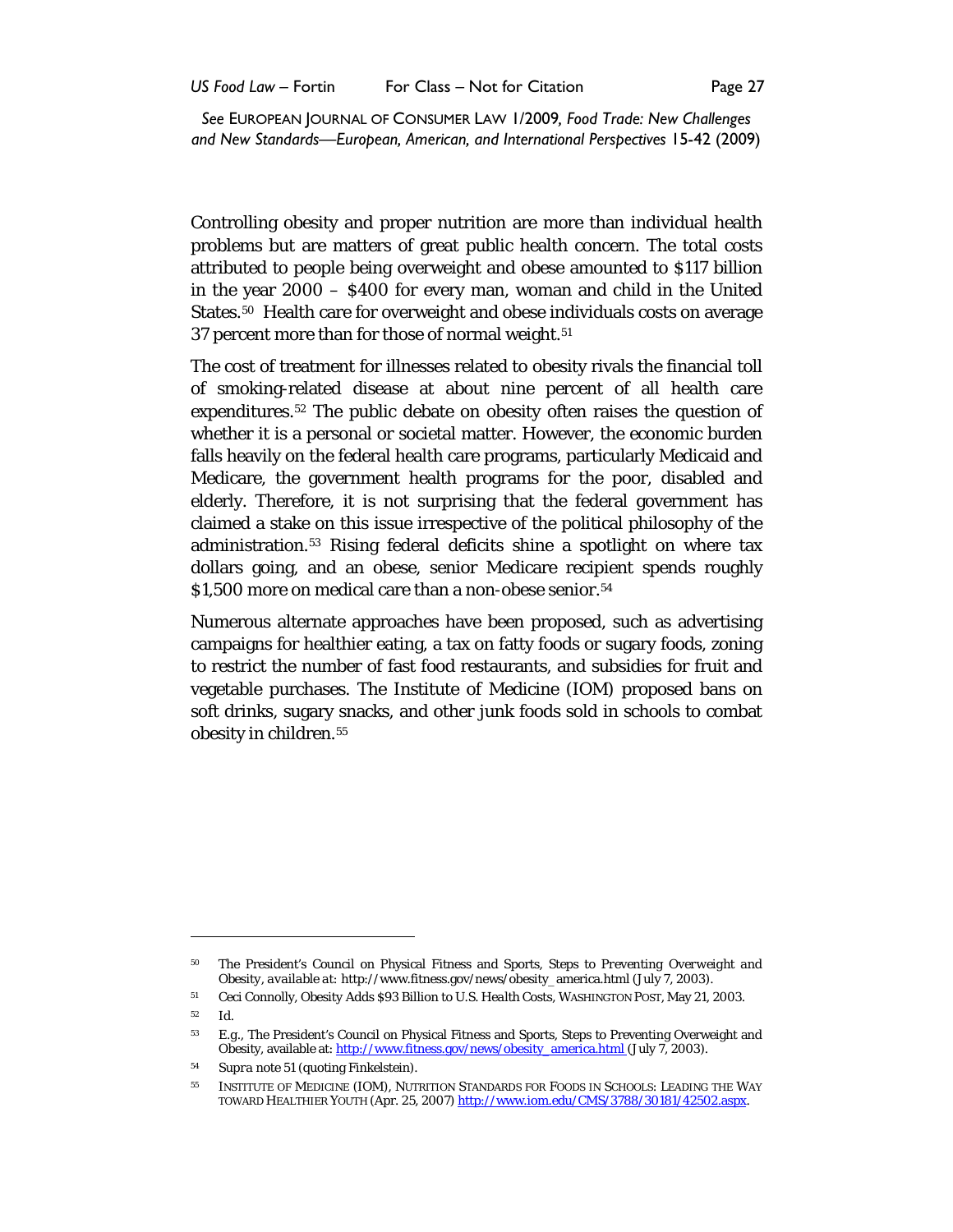Controlling obesity and proper nutrition are more than individual health problems but are matters of great public health concern. The total costs attributed to people being overweight and obese amounted to $117 billion in the year 2000 – $400 for every man, woman and child in the United States.[50] Health care for overweight and obese individuals costs on average 37 percent more than for those of normal weight.[51]

The cost of treatment for illnesses related to obesity rivals the financial toll of smoking-related disease at about nine percent of all health care expenditures.[52] The public debate on obesity often raises the question of whether it is a personal or societal matter. However, the economic burden falls heavily on the federal health care programs, particularly Medicaid and Medicare, the government health programs for the poor, disabled and elderly. Therefore, it is not surprising that the federal government has claimed a stake on this issue irrespective of the political philosophy of the administration.[53] Rising federal deficits shine a spotlight on where tax dollars going, and an obese, senior Medicare recipient spends roughly $1,500 more on medical care than a non-obese senior.[54]

Numerous alternate approaches have been proposed, such as advertising campaigns for healthier eating, a tax on fatty foods or sugary foods, zoning to restrict the number of fast food restaurants, and subsidies for fruit and vegetable purchases. The Institute of Medicine (IOM) proposed bans on soft drinks, sugary snacks, and other junk foods sold in schools to combat obesity in children.[55]

---

[50] The President's Council on Physical Fitness and Sports, Steps to Preventing Overweight and Obesity, *available at*: http://www.fitness.gov/news/obesity_america.html (July 7, 2003).

[51] Ceci Connolly, Obesity Adds $93 Billion to U.S. Health Costs, WASHINGTON POST, May 21, 2003.

[52] *Id.*

[53] *E.g.*, The President's Council on Physical Fitness and Sports, Steps to Preventing Overweight and Obesity, available at: http://www.fitness.gov/news/obesity_america.html (July 7, 2003).

[54] *Supra* note 51 (quoting Finkelstein).

[55] INSTITUTE OF MEDICINE (IOM), NUTRITION STANDARDS FOR FOODS IN SCHOOLS: LEADING THE WAY TOWARD HEALTHIER YOUTH (Apr. 25, 2007) http://www.iom.edu/CMS/3788/30181/42502.aspx.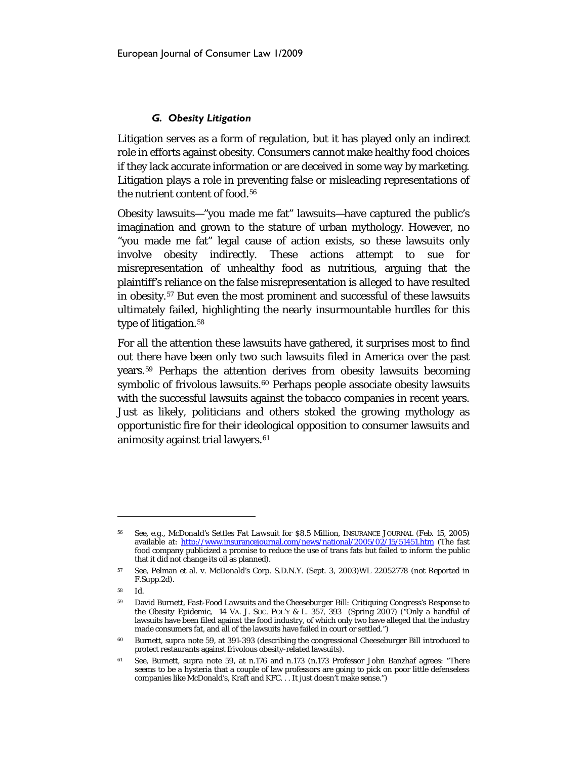### *G. Obesity Litigation*

Litigation serves as a form of regulation, but it has played only an indirect role in efforts against obesity. Consumers cannot make healthy food choices if they lack accurate information or are deceived in some way by marketing. Litigation plays a role in preventing false or misleading representations of the nutrient content of food.[56]

Obesity lawsuits—"you made me fat" lawsuits—have captured the public's imagination and grown to the stature of urban mythology. However, no "you made me fat" legal cause of action exists, so these lawsuits only involve obesity indirectly. These actions attempt to sue for misrepresentation of unhealthy food as nutritious, arguing that the plaintiff's reliance on the false misrepresentation is alleged to have resulted in obesity.[57] But even the most prominent and successful of these lawsuits ultimately failed, highlighting the nearly insurmountable hurdles for this type of litigation.[58]

For all the attention these lawsuits have gathered, it surprises most to find out there have been only two such lawsuits filed in America over the past years.[59] Perhaps the attention derives from obesity lawsuits becoming symbolic of frivolous lawsuits.[60] Perhaps people associate obesity lawsuits with the successful lawsuits against the tobacco companies in recent years. Just as likely, politicians and others stoked the growing mythology as opportunistic fire for their ideological opposition to consumer lawsuits and animosity against trial lawyers.[61]

---

[56] See, e.g., *McDonald's Settles Fat Lawsuit for $8.5 Million*, INSURANCE JOURNAL (Feb. 15, 2005) available at: http://www.insurancejournal.com/news/national/2005/02/15/51451.htm (The fast food company publicized a promise to reduce the use of trans fats but failed to inform the public that it did not change its oil as planned).

[57] See, Pelman et al. v. McDonald's Corp. S.D.N.Y. (Sept. 3, 2003)WL 22052778 (not Reported in F.Supp.2d).

[58] *Id.*

[59] David Burnett, *Fast-Food Lawsuits and the Cheeseburger Bill: Critiquing Congress's Response to the Obesity Epidemic*, 14 VA. J. SOC. POL'Y & L. 357, 393 (Spring 2007) ("Only a handful of lawsuits have been filed against the food industry, of which only two have alleged that the industry made consumers fat, and all of the lawsuits have failed in court or settled.")

[60] Burnett, *supra* note 59, at 391-393 (describing the congressional Cheeseburger Bill introduced to protect restaurants against frivolous obesity-related lawsuits).

[61] See, Burnett, *supra* note 59, at n.176 and n.173 (n.173 Professor John Banzhaf agrees: "There seems to be a hysteria that a couple of law professors are going to pick on poor little defenseless companies like McDonald's, Kraft and KFC. . . It just doesn't make sense.")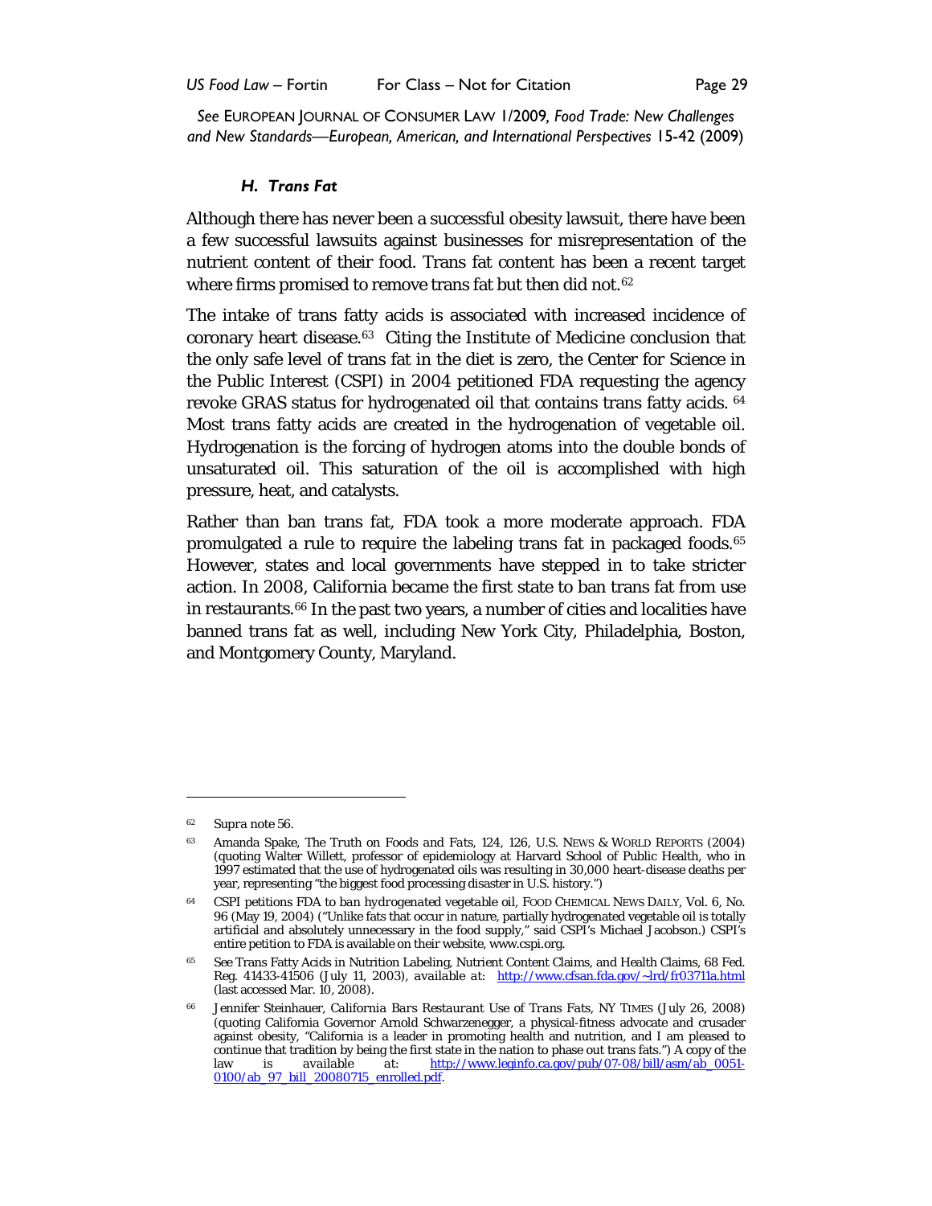*See* EUROPEAN JOURNAL OF CONSUMER LAW 1/2009, *Food Trade: New Challenges and New Standards—European, American, and International Perspectives* 15-42 (2009)

### *H. Trans Fat*

Although there has never been a successful obesity lawsuit, there have been a few successful lawsuits against businesses for misrepresentation of the nutrient content of their food. Trans fat content has been a recent target where firms promised to remove trans fat but then did not.[62]

The intake of trans fatty acids is associated with increased incidence of coronary heart disease.[63] Citing the Institute of Medicine conclusion that the only safe level of trans fat in the diet is zero, the Center for Science in the Public Interest (CSPI) in 2004 petitioned FDA requesting the agency revoke GRAS status for hydrogenated oil that contains trans fatty acids.[64] Most trans fatty acids are created in the hydrogenation of vegetable oil. Hydrogenation is the forcing of hydrogen atoms into the double bonds of unsaturated oil. This saturation of the oil is accomplished with high pressure, heat, and catalysts.

Rather than ban trans fat, FDA took a more moderate approach. FDA promulgated a rule to require the labeling trans fat in packaged foods.[65] However, states and local governments have stepped in to take stricter action. In 2008, California became the first state to ban trans fat from use in restaurants.[66] In the past two years, a number of cities and localities have banned trans fat as well, including New York City, Philadelphia, Boston, and Montgomery County, Maryland.

---

[62] *Supra* note 56.

[63] Amanda Spake, The Truth on Foods and Fats, 124, 126, U.S. NEWS & WORLD REPORTS (2004) (quoting Walter Willett, professor of epidemiology at Harvard School of Public Health, who in 1997 estimated that the use of hydrogenated oils was resulting in 30,000 heart-disease deaths per year, representing "the biggest food processing disaster in U.S. history.")

[64] *CSPI petitions FDA to ban hydrogenated vegetable oil*, FOOD CHEMICAL NEWS DAILY, Vol. 6, No. 96 (May 19, 2004) ("Unlike fats that occur in nature, partially hydrogenated vegetable oil is totally artificial and absolutely unnecessary in the food supply," said CSPI's Michael Jacobson.) CSPI's entire petition to FDA is available on their website, www.cspi.org.

[65] *See* Trans Fatty Acids in Nutrition Labeling, Nutrient Content Claims, and Health Claims, 68 Fed. Reg. 41433-41506 (July 11, 2003), *available at*: http://www.cfsan.fda.gov/~lrd/fr03711a.html (last accessed Mar. 10, 2008).

[66] Jennifer Steinhauer, *California Bars Restaurant Use of Trans Fats*, NY TIMES (July 26, 2008) (quoting California Governor Arnold Schwarzenegger, a physical-fitness advocate and crusader against obesity, "California is a leader in promoting health and nutrition, and I am pleased to continue that tradition by being the first state in the nation to phase out trans fats.") A copy of the law is available at: http://www.leginfo.ca.gov/pub/07-08/bill/asm/ab_0051-0100/ab_97_bill_20080715_enrolled.pdf.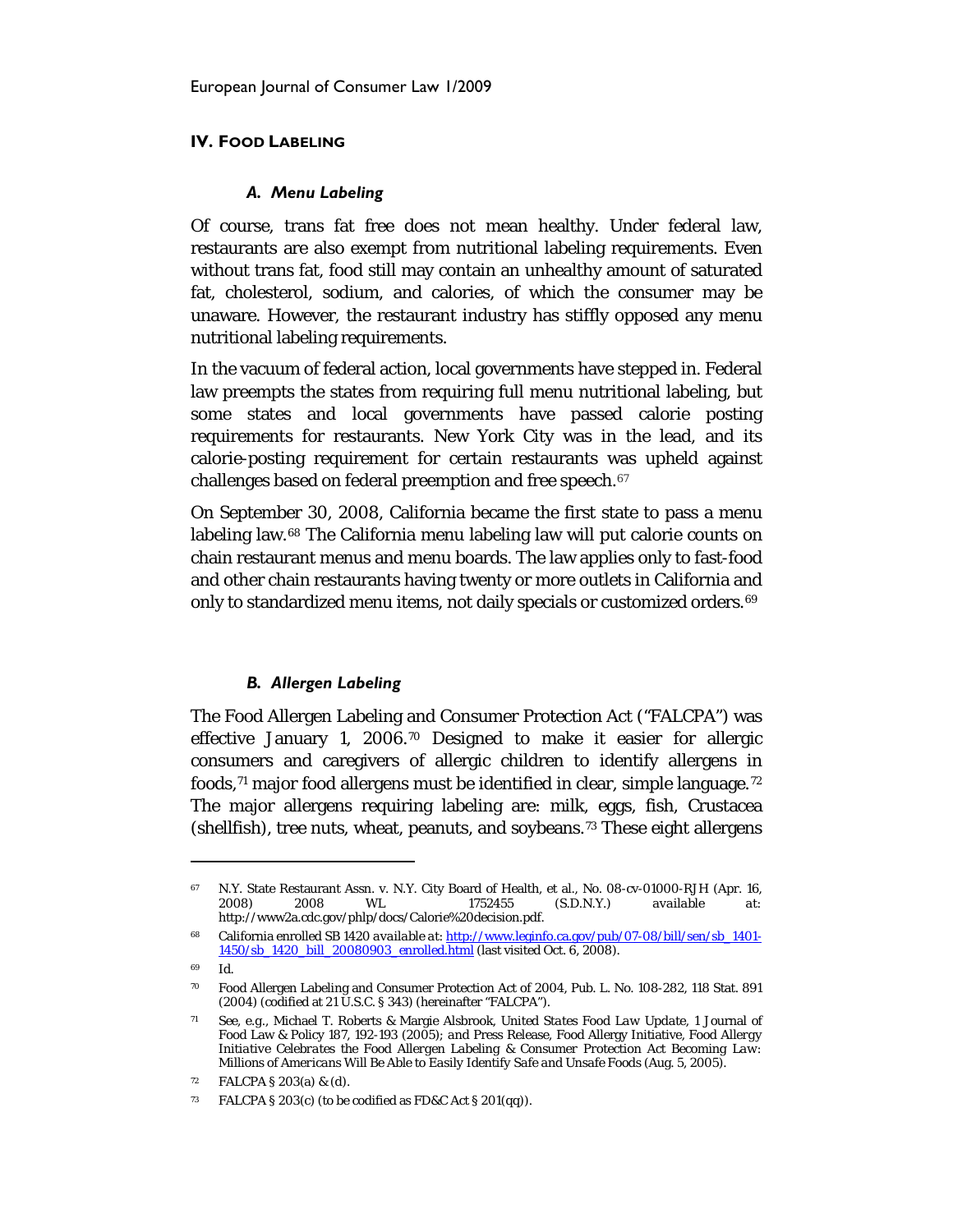## IV. FOOD LABELING

### *A. Menu Labeling*

Of course, trans fat free does not mean healthy. Under federal law, restaurants are also exempt from nutritional labeling requirements. Even without trans fat, food still may contain an unhealthy amount of saturated fat, cholesterol, sodium, and calories, of which the consumer may be unaware. However, the restaurant industry has stiffly opposed any menu nutritional labeling requirements.

In the vacuum of federal action, local governments have stepped in. Federal law preempts the states from requiring full menu nutritional labeling, but some states and local governments have passed calorie posting requirements for restaurants. New York City was in the lead, and its calorie-posting requirement for certain restaurants was upheld against challenges based on federal preemption and free speech.[67]

On September 30, 2008, California became the first state to pass a menu labeling law.[68] The California menu labeling law will put calorie counts on chain restaurant menus and menu boards. The law applies only to fast-food and other chain restaurants having twenty or more outlets in California and only to standardized menu items, not daily specials or customized orders.[69]

### *B. Allergen Labeling*

The Food Allergen Labeling and Consumer Protection Act ("FALCPA") was effective January 1, 2006.[70] Designed to make it easier for allergic consumers and caregivers of allergic children to identify allergens in foods,[71] major food allergens must be identified in clear, simple language.[72] The major allergens requiring labeling are: milk, eggs, fish, Crustacea (shellfish), tree nuts, wheat, peanuts, and soybeans.[73] These eight allergens

---

[67] N.Y. State Restaurant Assn. v. N.Y. City Board of Health, et al., No. 08-cv-01000-RJH (Apr. 16, 2008) 2008 WL 1752455 (S.D.N.Y.) available at: http://www2a.cdc.gov/phlp/docs/Calorie%20decision.pdf.

[68] California enrolled SB 1420 *available at*: http://www.leginfo.ca.gov/pub/07-08/bill/sen/sb_1401-1450/sb_1420_bill_20080903_enrolled.html (last visited Oct. 6, 2008).

[69] *Id.*

[70] Food Allergen Labeling and Consumer Protection Act of 2004, Pub. L. No. 108-282, 118 Stat. 891 (2004) (codified at 21 U.S.C. § 343) (hereinafter "FALCPA").

[71] *See, e.g.*, Michael T. Roberts & Margie Alsbrook, *United States Food Law Update*, 1 Journal of Food Law & Policy 187, 192-193 (2005); *and* Press Release, Food Allergy Initiative, *Food Allergy Initiative Celebrates the Food Allergen Labeling & Consumer Protection Act Becoming Law: Millions of Americans Will Be Able to Easily Identify Safe and Unsafe Foods* (Aug. 5, 2005).

[72] FALCPA § 203(a) & (d).

[73] FALCPA § 203(c) (to be codified as FD&C Act § 201(qq)).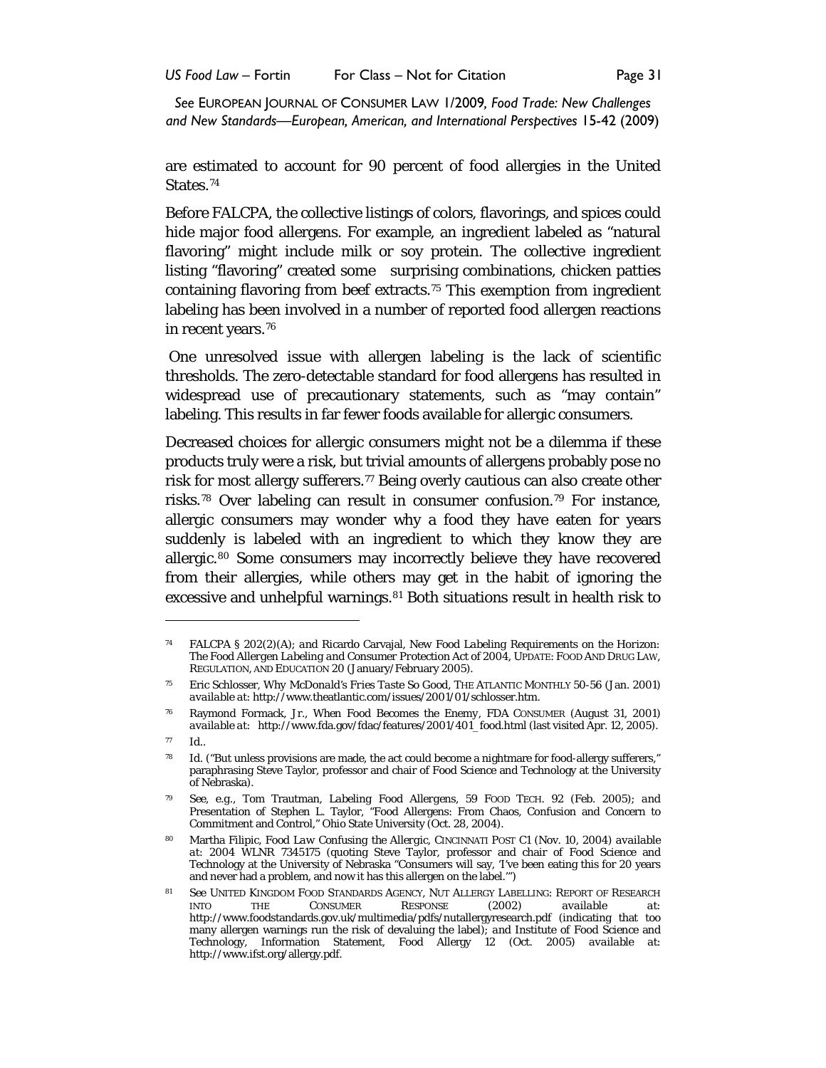are estimated to account for 90 percent of food allergies in the United States.[74]

Before FALCPA, the collective listings of colors, flavorings, and spices could hide major food allergens. For example, an ingredient labeled as "natural flavoring" might include milk or soy protein. The collective ingredient listing "flavoring" created some surprising combinations, chicken patties containing flavoring from beef extracts.[75] This exemption from ingredient labeling has been involved in a number of reported food allergen reactions in recent years.[76]

One unresolved issue with allergen labeling is the lack of scientific thresholds. The zero-detectable standard for food allergens has resulted in widespread use of precautionary statements, such as "may contain" labeling. This results in far fewer foods available for allergic consumers.

Decreased choices for allergic consumers might not be a dilemma if these products truly were a risk, but trivial amounts of allergens probably pose no risk for most allergy sufferers.[77] Being overly cautious can also create other risks.[78] Over labeling can result in consumer confusion.[79] For instance, allergic consumers may wonder why a food they have eaten for years suddenly is labeled with an ingredient to which they know they are allergic.[80] Some consumers may incorrectly believe they have recovered from their allergies, while others may get in the habit of ignoring the excessive and unhelpful warnings.[81] Both situations result in health risk to

---

[74] FALCPA § 202(2)(A); and Ricardo Carvajal, *New Food Labeling Requirements on the Horizon: The Food Allergen Labeling and Consumer Protection Act of 2004*, UPDATE: FOOD AND DRUG LAW, REGULATION, AND EDUCATION 20 (January/February 2005).

[75] Eric Schlosser, *Why McDonald's Fries Taste So Good*, THE ATLANTIC MONTHLY 50-56 (Jan. 2001) *available at*: http://www.theatlantic.com/issues/2001/01/schlosser.htm.

[76] Raymond Formack, Jr., *When Food Becomes the Enemy*, FDA CONSUMER (August 31, 2001) *available at*: http://www.fda.gov/fdac/features/2001/401_food.html (last visited Apr. 12, 2005).

[77] *Id.*.

[78] *Id.* ("But unless provisions are made, the act could become a nightmare for food-allergy sufferers," paraphrasing Steve Taylor, professor and chair of Food Science and Technology at the University of Nebraska).

[79] *See, e.g.*, Tom Trautman, *Labeling Food Allergens*, 59 FOOD TECH. 92 (Feb. 2005); and Presentation of Stephen L. Taylor, "Food Allergens: From Chaos, Confusion and Concern to Commitment and Control," Ohio State University (Oct. 28, 2004).

[80] Martha Filipic, *Food Law Confusing the Allergic*, CINCINNATI POST C1 (Nov. 10, 2004) *available at*: 2004 WLNR 7345175 (quoting Steve Taylor, professor and chair of Food Science and Technology at the University of Nebraska "Consumers will say, 'I've been eating this for 20 years and never had a problem, and now it has this allergen on the label.'")

[81] *See* UNITED KINGDOM FOOD STANDARDS AGENCY, NUT ALLERGY LABELLING: REPORT OF RESEARCH INTO THE CONSUMER RESPONSE (2002) *available at*: http://www.foodstandards.gov.uk/multimedia/pdfs/nutallergyresearch.pdf (indicating that too many allergen warnings run the risk of devaluing the label); and Institute of Food Science and Technology, Information Statement, Food Allergy 12 (Oct. 2005) *available at*: http://www.ifst.org/allergy.pdf.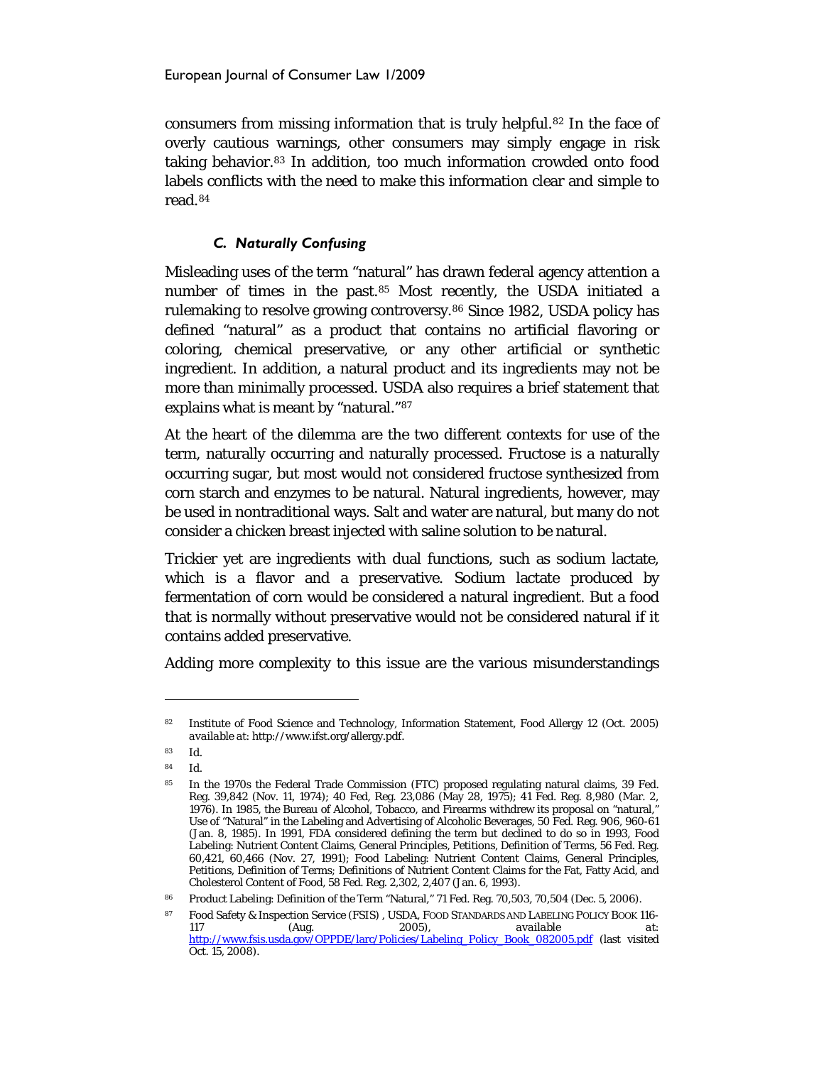consumers from missing information that is truly helpful.[82] In the face of overly cautious warnings, other consumers may simply engage in risk taking behavior.[83] In addition, too much information crowded onto food labels conflicts with the need to make this information clear and simple to read.[84]

### *C. Naturally Confusing*

Misleading uses of the term "natural" has drawn federal agency attention a number of times in the past.[85] Most recently, the USDA initiated a rulemaking to resolve growing controversy.[86] Since 1982, USDA policy has defined "natural" as a product that contains no artificial flavoring or coloring, chemical preservative, or any other artificial or synthetic ingredient. In addition, a natural product and its ingredients may not be more than minimally processed. USDA also requires a brief statement that explains what is meant by "natural."[87]

At the heart of the dilemma are the two different contexts for use of the term, naturally occurring and naturally processed. Fructose is a naturally occurring sugar, but most would not considered fructose synthesized from corn starch and enzymes to be natural. Natural ingredients, however, may be used in nontraditional ways. Salt and water are natural, but many do not consider a chicken breast injected with saline solution to be natural.

Trickier yet are ingredients with dual functions, such as sodium lactate, which is a flavor and a preservative. Sodium lactate produced by fermentation of corn would be considered a natural ingredient. But a food that is normally without preservative would not be considered natural if it contains added preservative.

Adding more complexity to this issue are the various misunderstandings

---

[82] Institute of Food Science and Technology, Information Statement, Food Allergy 12 (Oct. 2005) *available at*: http://www.ifst.org/allergy.pdf.

[83] Id.

[84] Id.

[85] In the 1970s the Federal Trade Commission (FTC) proposed regulating natural claims, 39 Fed. Reg. 39,842 (Nov. 11, 1974); 40 Fed, Reg. 23,086 (May 28, 1975); 41 Fed. Reg. 8,980 (Mar. 2, 1976). In 1985, the Bureau of Alcohol, Tobacco, and Firearms withdrew its proposal on "natural," Use of "Natural" in the Labeling and Advertising of Alcoholic Beverages, 50 Fed. Reg. 906, 960-61 (Jan. 8, 1985). In 1991, FDA considered defining the term but declined to do so in 1993, Food Labeling: Nutrient Content Claims, General Principles, Petitions, Definition of Terms, 56 Fed. Reg. 60,421, 60,466 (Nov. 27, 1991); Food Labeling: Nutrient Content Claims, General Principles, Petitions, Definition of Terms; Definitions of Nutrient Content Claims for the Fat, Fatty Acid, and Cholesterol Content of Food, 58 Fed. Reg. 2,302, 2,407 (Jan. 6, 1993).

[86] Product Labeling: Definition of the Term "Natural," 71 Fed. Reg. 70,503, 70,504 (Dec. 5, 2006).

[87] Food Safety & Inspection Service (FSIS) , USDA, FOOD STANDARDS AND LABELING POLICY BOOK 116-117 (Aug. 2005), available at: http://www.fsis.usda.gov/OPPDE/larc/Policies/Labeling_Policy_Book_082005.pdf (last visited Oct. 15, 2008).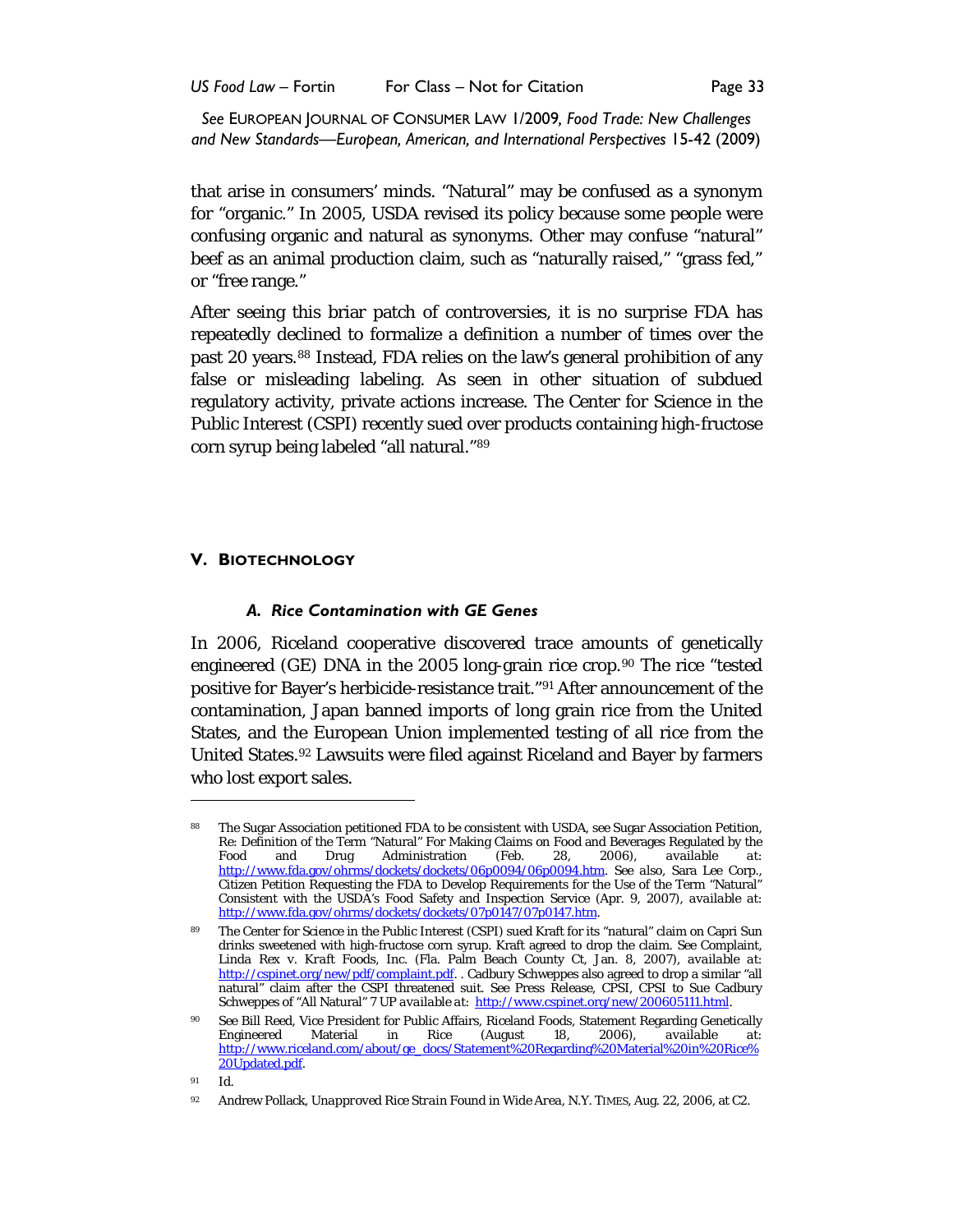that arise in consumers' minds. "Natural" may be confused as a synonym for "organic." In 2005, USDA revised its policy because some people were confusing organic and natural as synonyms. Other may confuse "natural" beef as an animal production claim, such as "naturally raised," "grass fed," or "free range."

After seeing this briar patch of controversies, it is no surprise FDA has repeatedly declined to formalize a definition a number of times over the past 20 years.[88] Instead, FDA relies on the law's general prohibition of any false or misleading labeling. As seen in other situation of subdued regulatory activity, private actions increase. The Center for Science in the Public Interest (CSPI) recently sued over products containing high-fructose corn syrup being labeled "all natural."[89]

## V. BIOTECHNOLOGY

### *A. Rice Contamination with GE Genes*

In 2006, Riceland cooperative discovered trace amounts of genetically engineered (GE) DNA in the 2005 long-grain rice crop.[90] The rice "tested positive for Bayer's herbicide-resistance trait."[91] After announcement of the contamination, Japan banned imports of long grain rice from the United States, and the European Union implemented testing of all rice from the United States.[92] Lawsuits were filed against Riceland and Bayer by farmers who lost export sales.

---

[88] The Sugar Association petitioned FDA to be consistent with USDA, see Sugar Association Petition, Re: Definition of the Term "Natural" For Making Claims on Food and Beverages Regulated by the Food and Drug Administration (Feb. 28, 2006), available at: http://www.fda.gov/ohrms/dockets/dockets/06p0094/06p0094.htm. See also, Sara Lee Corp., Citizen Petition Requesting the FDA to Develop Requirements for the Use of the Term "Natural" Consistent with the USDA's Food Safety and Inspection Service (Apr. 9, 2007), available at: http://www.fda.gov/ohrms/dockets/dockets/07p0147/07p0147.htm.

[89] The Center for Science in the Public Interest (CSPI) sued Kraft for its "natural" claim on Capri Sun drinks sweetened with high-fructose corn syrup. Kraft agreed to drop the claim. See Complaint, Linda Rex v. Kraft Foods, Inc. (Fla. Palm Beach County Ct, Jan. 8, 2007), *available at*: http://cspinet.org/new/pdf/complaint.pdf. . Cadbury Schweppes also agreed to drop a similar "all natural" claim after the CSPI threatened suit. See Press Release, CPSI, CPSI to Sue Cadbury Schweppes of "All Natural" 7 UP *available at*: http://www.cspinet.org/new/200605111.html.

[90] See Bill Reed, Vice President for Public Affairs, Riceland Foods, Statement Regarding Genetically Engineered Material in Rice (August 18, 2006), available at: http://www.riceland.com/about/ge_docs/Statement%20Regarding%20Material%20in%20Rice%20Updated.pdf.

[91] *Id.*

[92] Andrew Pollack, *Unapproved Rice Strain Found in Wide Area*, N.Y. TIMES, Aug. 22, 2006, at C2.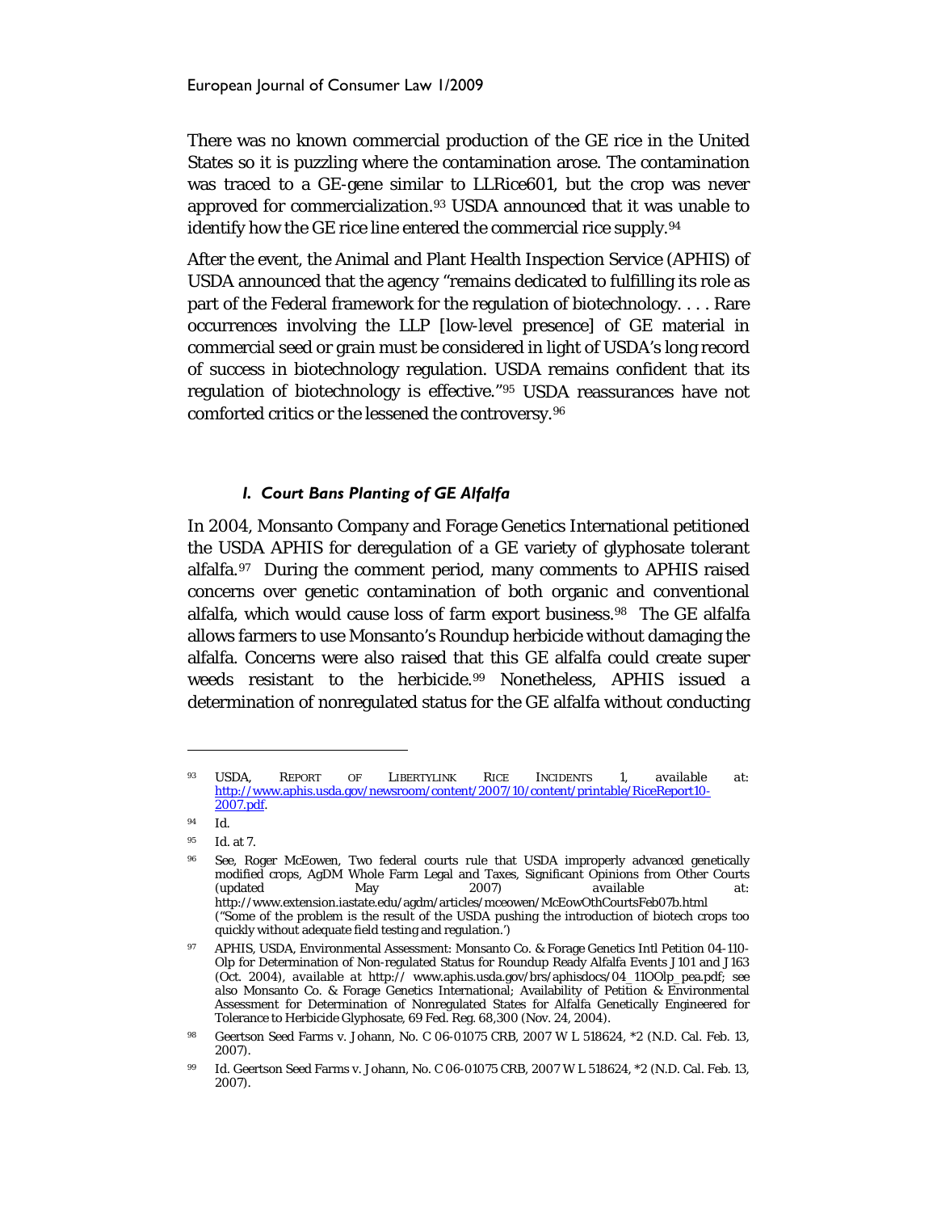There was no known commercial production of the GE rice in the United States so it is puzzling where the contamination arose. The contamination was traced to a GE-gene similar to LLRice601, but the crop was never approved for commercialization.[93] USDA announced that it was unable to identify how the GE rice line entered the commercial rice supply.[94]

After the event, the Animal and Plant Health Inspection Service (APHIS) of USDA announced that the agency "remains dedicated to fulfilling its role as part of the Federal framework for the regulation of biotechnology. . . . Rare occurrences involving the LLP [low-level presence] of GE material in commercial seed or grain must be considered in light of USDA's long record of success in biotechnology regulation. USDA remains confident that its regulation of biotechnology is effective."[95] USDA reassurances have not comforted critics or the lessened the controversy.[96]

### *I. Court Bans Planting of GE Alfalfa*

In 2004, Monsanto Company and Forage Genetics International petitioned the USDA APHIS for deregulation of a GE variety of glyphosate tolerant alfalfa.[97] During the comment period, many comments to APHIS raised concerns over genetic contamination of both organic and conventional alfalfa, which would cause loss of farm export business.[98] The GE alfalfa allows farmers to use Monsanto's Roundup herbicide without damaging the alfalfa. Concerns were also raised that this GE alfalfa could create super weeds resistant to the herbicide.[99] Nonetheless, APHIS issued a determination of nonregulated status for the GE alfalfa without conducting

---

[93] USDA, REPORT OF LIBERTYLINK RICE INCIDENTS 1, *available at*: http://www.aphis.usda.gov/newsroom/content/2007/10/content/printable/RiceReport10-2007.pdf.

[94] *Id.*

[95] *Id.* at 7.

[96] *See*, Roger McEowen, Two federal courts rule that USDA improperly advanced genetically modified crops, AgDM Whole Farm Legal and Taxes, Significant Opinions from Other Courts (updated May 2007) *available at*: http://www.extension.iastate.edu/agdm/articles/mceowen/McEowOthCourtsFeb07b.html ("Some of the problem is the result of the USDA pushing the introduction of biotech crops too quickly without adequate field testing and regulation.')

[97] APHIS, USDA, Environmental Assessment: Monsanto Co. & Forage Genetics Intl Petition 04-110-Olp for Determination of Non-regulated Status for Roundup Ready Alfalfa Events J101 and J163 (Oct. 2004), *available at* http:// www.aphis.usda.gov/brs/aphisdocs/04_11OOlp_pea.pdf; *see also* Monsanto Co. & Forage Genetics International; Availability of Petition & Environmental Assessment for Determination of Nonregulated States for Alfalfa Genetically Engineered for Tolerance to Herbicide Glyphosate, 69 Fed. Reg. 68,300 (Nov. 24, 2004).

[98] Geertson Seed Farms v. Johann, No. C 06-01075 CRB, 2007 W L 518624, *2 (N.D. Cal. Feb. 13, 2007).

[99] Id. Geertson Seed Farms v. Johann, No. C 06-01075 CRB, 2007 W L 518624, *2 (N.D. Cal. Feb. 13, 2007).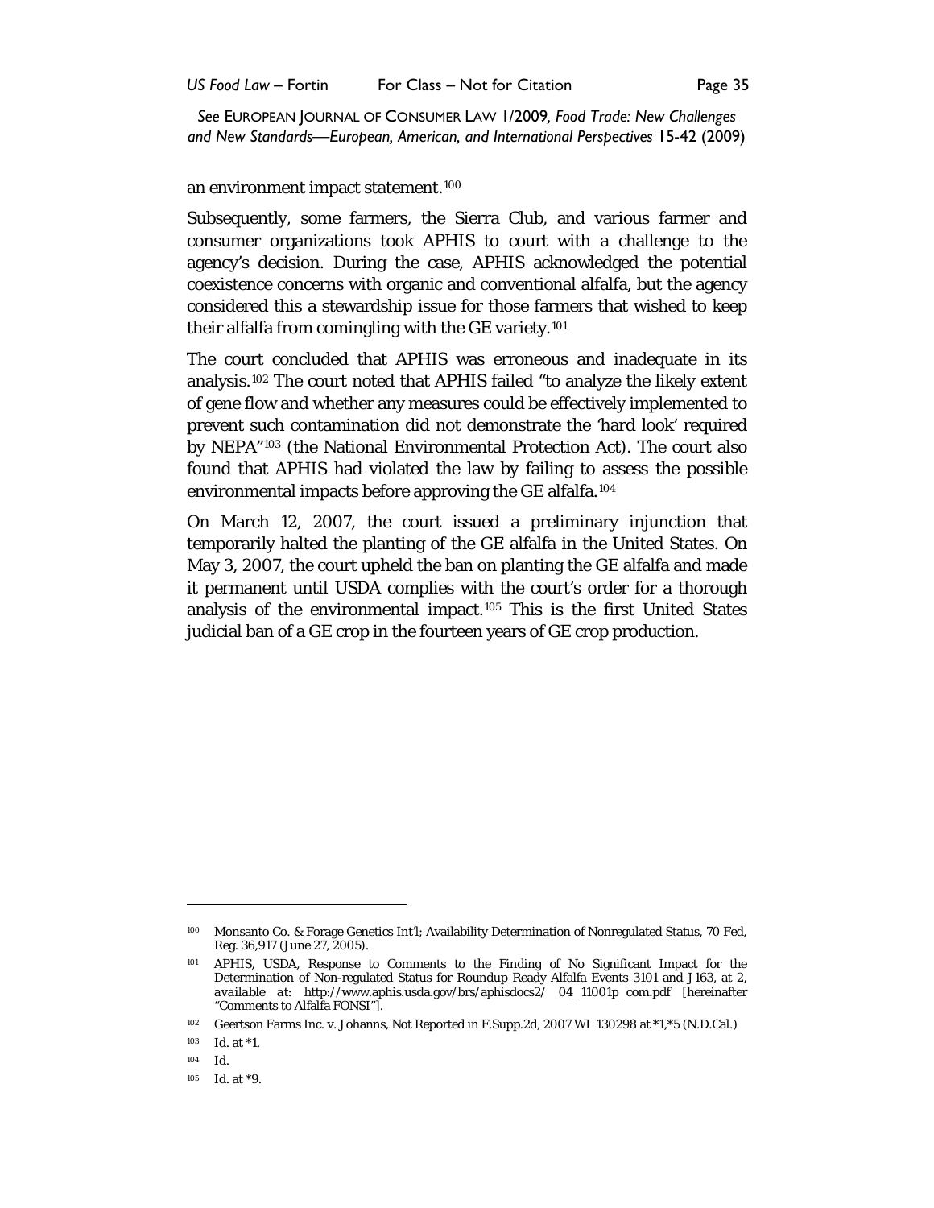an environment impact statement.[100]

Subsequently, some farmers, the Sierra Club, and various farmer and consumer organizations took APHIS to court with a challenge to the agency's decision. During the case, APHIS acknowledged the potential coexistence concerns with organic and conventional alfalfa, but the agency considered this a stewardship issue for those farmers that wished to keep their alfalfa from comingling with the GE variety.[101]

The court concluded that APHIS was erroneous and inadequate in its analysis.[102] The court noted that APHIS failed "to analyze the likely extent of gene flow and whether any measures could be effectively implemented to prevent such contamination did not demonstrate the 'hard look' required by NEPA"[103] (the National Environmental Protection Act). The court also found that APHIS had violated the law by failing to assess the possible environmental impacts before approving the GE alfalfa.[104]

On March 12, 2007, the court issued a preliminary injunction that temporarily halted the planting of the GE alfalfa in the United States. On May 3, 2007, the court upheld the ban on planting the GE alfalfa and made it permanent until USDA complies with the court's order for a thorough analysis of the environmental impact.[105] This is the first United States judicial ban of a GE crop in the fourteen years of GE crop production.

---

[100] Monsanto Co. & Forage Genetics Int'l; Availability Determination of Nonregulated Status, 70 Fed, Reg. 36,917 (June 27, 2005).

[101] APHIS, USDA, Response to Comments to the Finding of No Significant Impact for the Determination of Non-regulated Status for Roundup Ready Alfalfa Events 3101 and J163, at 2, *available at*: http://www.aphis.usda.gov/brs/aphisdocs2/ 04_11001p_com.pdf [hereinafter "Comments to Alfalfa FONSI"].

[102] Geertson Farms Inc. v. Johanns, Not Reported in F.Supp.2d, 2007 WL 130298 at *1,*5 (N.D.Cal.)

[103] Id. at *1.

[104] Id.

[105] Id. at *9.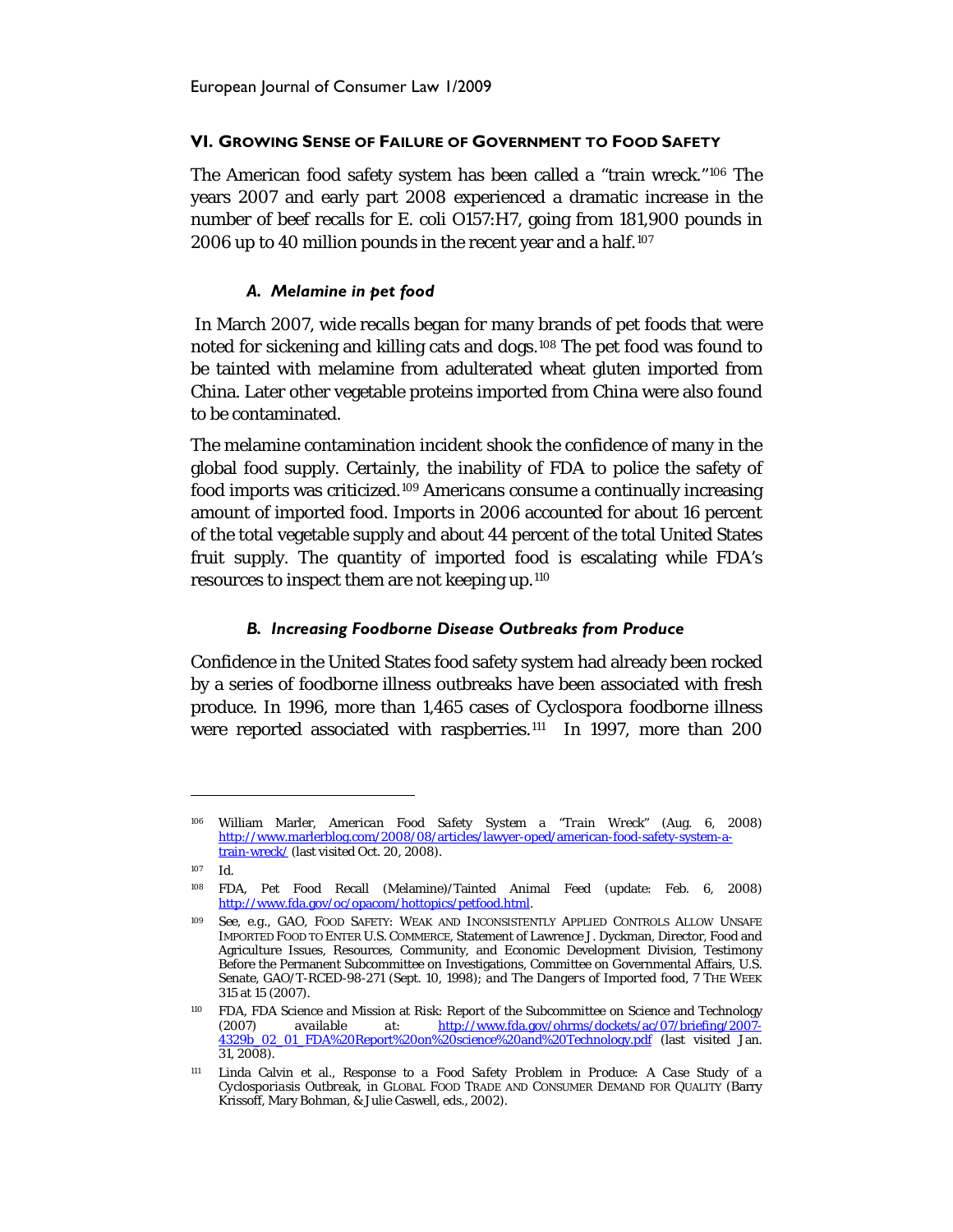## VI. Growing Sense of Failure of Government to Food Safety

The American food safety system has been called a "train wreck."[106] The years 2007 and early part 2008 experienced a dramatic increase in the number of beef recalls for E. coli O157:H7, going from 181,900 pounds in 2006 up to 40 million pounds in the recent year and a half.[107]

### *A. Melamine in pet food*

In March 2007, wide recalls began for many brands of pet foods that were noted for sickening and killing cats and dogs.[108] The pet food was found to be tainted with melamine from adulterated wheat gluten imported from China. Later other vegetable proteins imported from China were also found to be contaminated.

The melamine contamination incident shook the confidence of many in the global food supply. Certainly, the inability of FDA to police the safety of food imports was criticized.[109] Americans consume a continually increasing amount of imported food. Imports in 2006 accounted for about 16 percent of the total vegetable supply and about 44 percent of the total United States fruit supply. The quantity of imported food is escalating while FDA's resources to inspect them are not keeping up.[110]

### *B. Increasing Foodborne Disease Outbreaks from Produce*

Confidence in the United States food safety system had already been rocked by a series of foodborne illness outbreaks have been associated with fresh produce. In 1996, more than 1,465 cases of Cyclospora foodborne illness were reported associated with raspberries.[111] In 1997, more than 200

---

[106] William Marler, *American Food Safety System a "Train Wreck"* (Aug. 6, 2008) http://www.marlerblog.com/2008/08/articles/lawyer-oped/american-food-safety-system-a-train-wreck/ (last visited Oct. 20, 2008).

[107] *Id.*

[108] FDA, Pet Food Recall (Melamine)/Tainted Animal Feed (update: Feb. 6, 2008) http://www.fda.gov/oc/opacom/hottopics/petfood.html.

[109] *See, e.g.*, GAO, FOOD SAFETY: WEAK AND INCONSISTENTLY APPLIED CONTROLS ALLOW UNSAFE IMPORTED FOOD TO ENTER U.S. COMMERCE, Statement of Lawrence J. Dyckman, Director, Food and Agriculture Issues, Resources, Community, and Economic Development Division, Testimony Before the Permanent Subcommittee on Investigations, Committee on Governmental Affairs, U.S. Senate, GAO/T-RCED-98-271 (Sept. 10, 1998); and *The Dangers of Imported food*, 7 THE WEEK 315 at 15 (2007).

[110] FDA, FDA Science and Mission at Risk: Report of the Subcommittee on Science and Technology (2007) *available at*: http://www.fda.gov/ohrms/dockets/ac/07/briefing/2007-4329b_02_01_FDA%20Report%20on%20science%20and%20Technology.pdf (last visited Jan. 31, 2008).

[111] Linda Calvin et al., *Response to a Food Safety Problem in Produce: A Case Study of a Cyclosporiasis Outbreak*, in GLOBAL FOOD TRADE AND CONSUMER DEMAND FOR QUALITY (Barry Krissoff, Mary Bohman, & Julie Caswell, eds., 2002).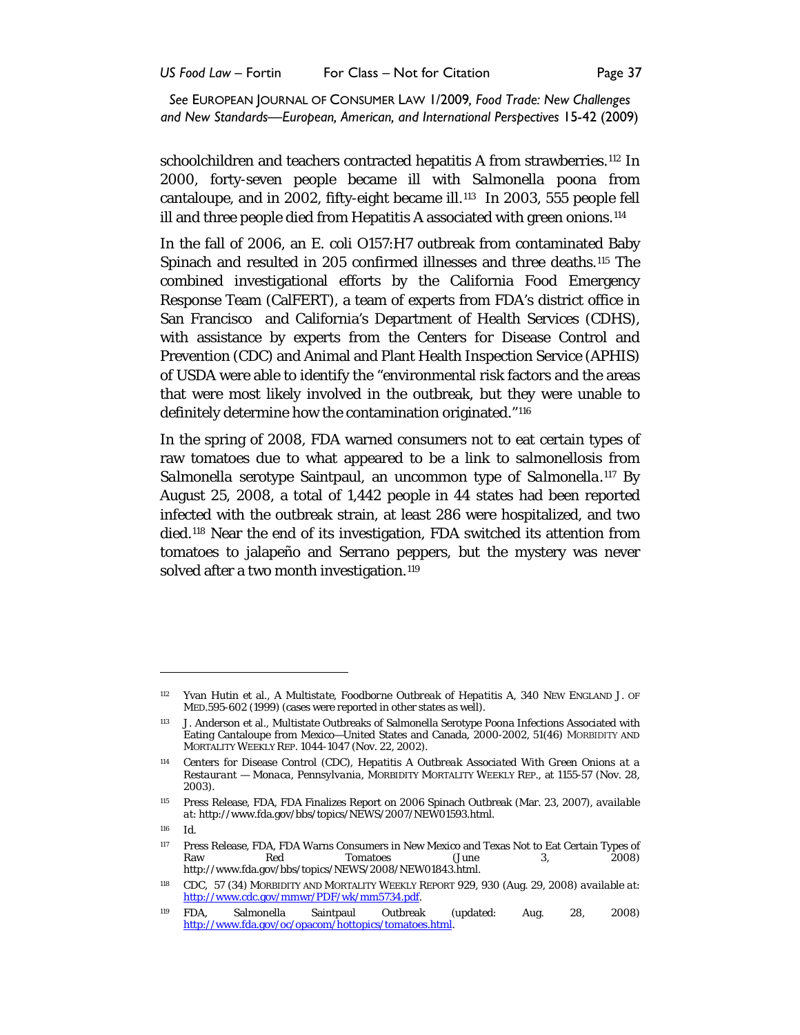schoolchildren and teachers contracted hepatitis A from strawberries.[112] In 2000, forty-seven people became ill with *Salmonella poona* from cantaloupe, and in 2002, fifty-eight became ill.[113] In 2003, 555 people fell ill and three people died from Hepatitis A associated with green onions.[114]

In the fall of 2006, an E. coli O157:H7 outbreak from contaminated Baby Spinach and resulted in 205 confirmed illnesses and three deaths.[115] The combined investigational efforts by the California Food Emergency Response Team (CalFERT), a team of experts from FDA's district office in San Francisco and California's Department of Health Services (CDHS), with assistance by experts from the Centers for Disease Control and Prevention (CDC) and Animal and Plant Health Inspection Service (APHIS) of USDA were able to identify the "environmental risk factors and the areas that were most likely involved in the outbreak, but they were unable to definitely determine how the contamination originated."[116]

In the spring of 2008, FDA warned consumers not to eat certain types of raw tomatoes due to what appeared to be a link to salmonellosis from *Salmonella* serotype Saintpaul, an uncommon type of *Salmonella*.[117] By August 25, 2008, a total of 1,442 people in 44 states had been reported infected with the outbreak strain, at least 286 were hospitalized, and two died.[118] Near the end of its investigation, FDA switched its attention from tomatoes to jalapeño and Serrano peppers, but the mystery was never solved after a two month investigation.[119]

---

[112] Yvan Hutin et al., *A Multistate, Foodborne Outbreak of Hepatitis A*, 340 NEW ENGLAND J. OF MED.595-602 (1999) (cases were reported in other states as well).

[113] J. Anderson et al., Multistate Outbreaks of Salmonella Serotype Poona Infections Associated with Eating Cantaloupe from Mexico—United States and Canada, 2000-2002, 51(46) MORBIDITY AND MORTALITY WEEKLY REP. 1044-1047 (Nov. 22, 2002).

[114] Centers for Disease Control (CDC), *Hepatitis A Outbreak Associated With Green Onions at a Restaurant — Monaca, Pennsylvania*, MORBIDITY MORTALITY WEEKLY REP., at 1155-57 (Nov. 28, 2003).

[115] Press Release, FDA, FDA Finalizes Report on 2006 Spinach Outbreak (Mar. 23, 2007), *available at*: http://www.fda.gov/bbs/topics/NEWS/2007/NEW01593.html.

[116] *Id.*

[117] Press Release, FDA, FDA Warns Consumers in New Mexico and Texas Not to Eat Certain Types of Raw Red Tomatoes (June 3, 2008) http://www.fda.gov/bbs/topics/NEWS/2008/NEW01843.html.

[118] CDC, 57 (34) MORBIDITY AND MORTALITY WEEKLY REPORT 929, 930 (Aug. 29, 2008) available at: http://www.cdc.gov/mmwr/PDF/wk/mm5734.pdf.

[119] FDA, Salmonella Saintpaul Outbreak (updated: Aug. 28, 2008) http://www.fda.gov/oc/opacom/hottopics/tomatoes.html.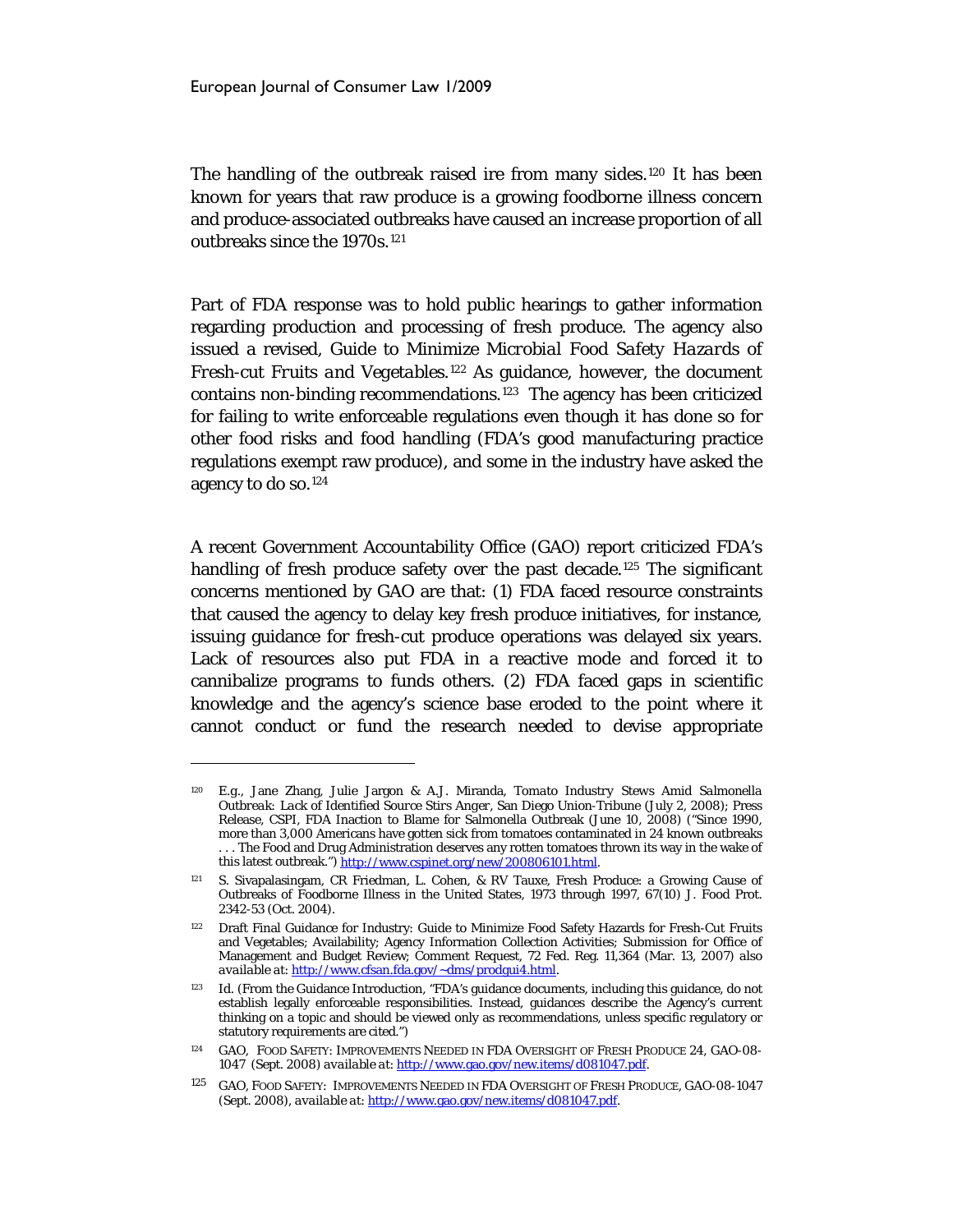The handling of the outbreak raised ire from many sides.[120] It has been known for years that raw produce is a growing foodborne illness concern and produce-associated outbreaks have caused an increase proportion of all outbreaks since the 1970s.[121]

Part of FDA response was to hold public hearings to gather information regarding production and processing of fresh produce. The agency also issued a revised, *Guide to Minimize Microbial Food Safety Hazards of Fresh-cut Fruits and Vegetables*.[122] As guidance, however, the document contains non-binding recommendations.[123] The agency has been criticized for failing to write enforceable regulations even though it has done so for other food risks and food handling (FDA's good manufacturing practice regulations exempt raw produce), and some in the industry have asked the agency to do so.[124]

A recent Government Accountability Office (GAO) report criticized FDA's handling of fresh produce safety over the past decade.[125] The significant concerns mentioned by GAO are that: (1) FDA faced resource constraints that caused the agency to delay key fresh produce initiatives, for instance, issuing guidance for fresh-cut produce operations was delayed six years. Lack of resources also put FDA in a reactive mode and forced it to cannibalize programs to funds others. (2) FDA faced gaps in scientific knowledge and the agency's science base eroded to the point where it cannot conduct or fund the research needed to devise appropriate

---

[120] *E.g.*, Jane Zhang, Julie Jargon & A.J. Miranda, *Tomato Industry Stews Amid Salmonella Outbreak: Lack of Identified Source Stirs Anger*, San Diego Union-Tribune (July 2, 2008); Press Release, CSPI, FDA Inaction to Blame for Salmonella Outbreak (June 10, 2008) ("Since 1990, more than 3,000 Americans have gotten sick from tomatoes contaminated in 24 known outbreaks . . . The Food and Drug Administration deserves any rotten tomatoes thrown its way in the wake of this latest outbreak.") http://www.cspinet.org/new/200806101.html.

[121] S. Sivapalasingam, CR Friedman, L. Cohen, & RV Tauxe, Fresh Produce: a Growing Cause of Outbreaks of Foodborne Illness in the United States, 1973 through 1997, 67(10) J. Food Prot. 2342-53 (Oct. 2004).

[122] Draft Final Guidance for Industry: Guide to Minimize Food Safety Hazards for Fresh-Cut Fruits and Vegetables; Availability; Agency Information Collection Activities; Submission for Office of Management and Budget Review; Comment Request, 72 Fed. Reg. 11,364 (Mar. 13, 2007) *also available at*: http://www.cfsan.fda.gov/~dms/prodgui4.html.

[123] *Id.* (From the Guidance Introduction, "FDA's guidance documents, including this guidance, do not establish legally enforceable responsibilities. Instead, guidances describe the Agency's current thinking on a topic and should be viewed only as recommendations, unless specific regulatory or statutory requirements are cited.")

[124] GAO, FOOD SAFETY: IMPROVEMENTS NEEDED IN FDA OVERSIGHT OF FRESH PRODUCE 24, GAO-08-1047 (Sept. 2008) *available at*: http://www.gao.gov/new.items/d081047.pdf.

[125] GAO, FOOD SAFETY: IMPROVEMENTS NEEDED IN FDA OVERSIGHT OF FRESH PRODUCE, GAO-08-1047 (Sept. 2008), *available at*: http://www.gao.gov/new.items/d081047.pdf.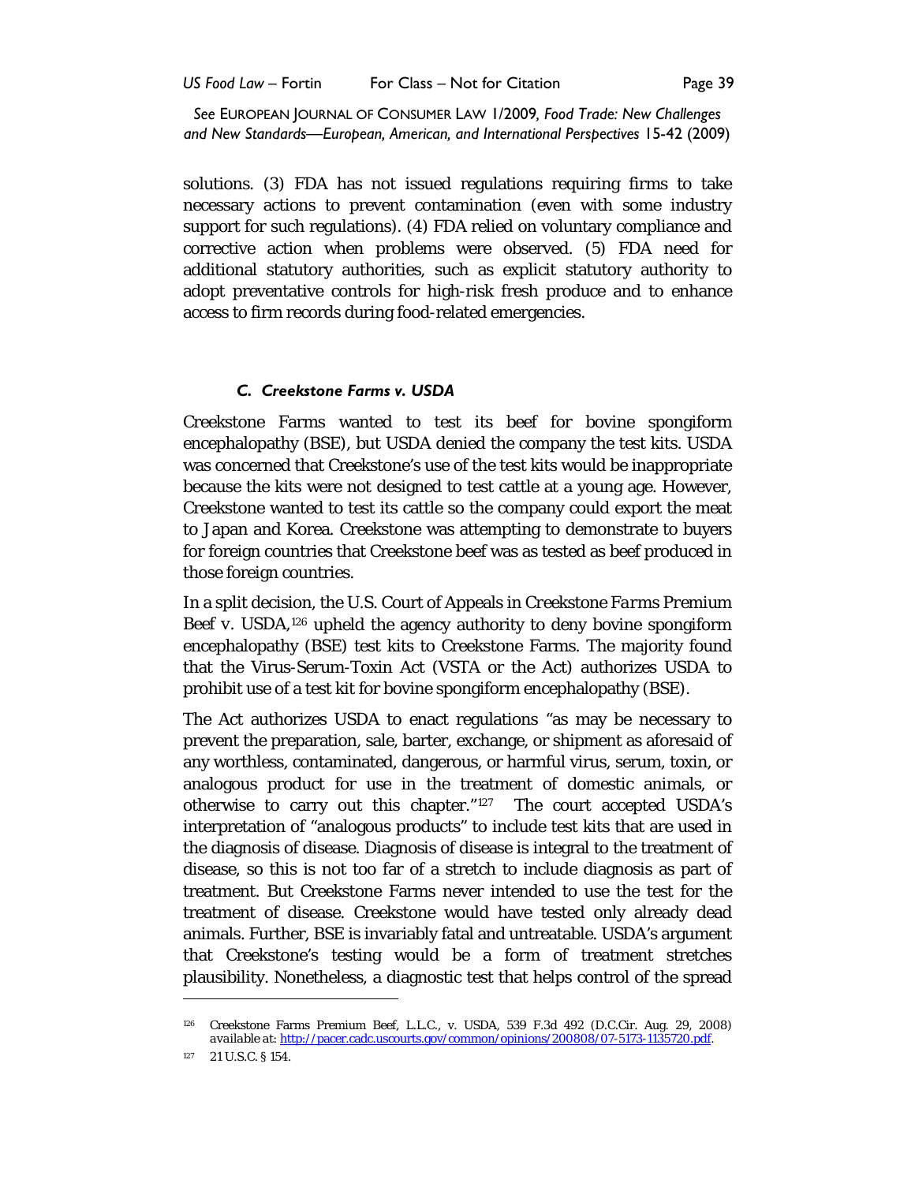solutions. (3) FDA has not issued regulations requiring firms to take necessary actions to prevent contamination (even with some industry support for such regulations). (4) FDA relied on voluntary compliance and corrective action when problems were observed. (5) FDA need for additional statutory authorities, such as explicit statutory authority to adopt preventative controls for high-risk fresh produce and to enhance access to firm records during food-related emergencies.

### *C. Creekstone Farms v. USDA*

Creekstone Farms wanted to test its beef for bovine spongiform encephalopathy (BSE), but USDA denied the company the test kits. USDA was concerned that Creekstone's use of the test kits would be inappropriate because the kits were not designed to test cattle at a young age. However, Creekstone wanted to test its cattle so the company could export the meat to Japan and Korea. Creekstone was attempting to demonstrate to buyers for foreign countries that Creekstone beef was as tested as beef produced in those foreign countries.

In a split decision, the U.S. Court of Appeals in *Creekstone Farms Premium Beef v. USDA*,[126] upheld the agency authority to deny bovine spongiform encephalopathy (BSE) test kits to Creekstone Farms. The majority found that the Virus-Serum-Toxin Act (VSTA or the Act) authorizes USDA to prohibit use of a test kit for bovine spongiform encephalopathy (BSE).

The Act authorizes USDA to enact regulations "as may be necessary to prevent the preparation, sale, barter, exchange, or shipment as aforesaid of any worthless, contaminated, dangerous, or harmful virus, serum, toxin, or analogous product for use in the treatment of domestic animals, or otherwise to carry out this chapter."[127] The court accepted USDA's interpretation of "analogous products" to include test kits that are used in the diagnosis of disease. Diagnosis of disease is integral to the treatment of disease, so this is not too far of a stretch to include diagnosis as part of treatment. But Creekstone Farms never intended to use the test for the treatment of disease. Creekstone would have tested only already dead animals. Further, BSE is invariably fatal and untreatable. USDA's argument that Creekstone's testing would be a form of treatment stretches plausibility. Nonetheless, a diagnostic test that helps control of the spread

---

[126] Creekstone Farms Premium Beef, L.L.C., v. USDA, 539 F.3d 492 (D.C.Cir. Aug. 29, 2008) *available at*: http://pacer.cadc.uscourts.gov/common/opinions/200808/07-5173-1135720.pdf.

[127] 21 U.S.C. § 154.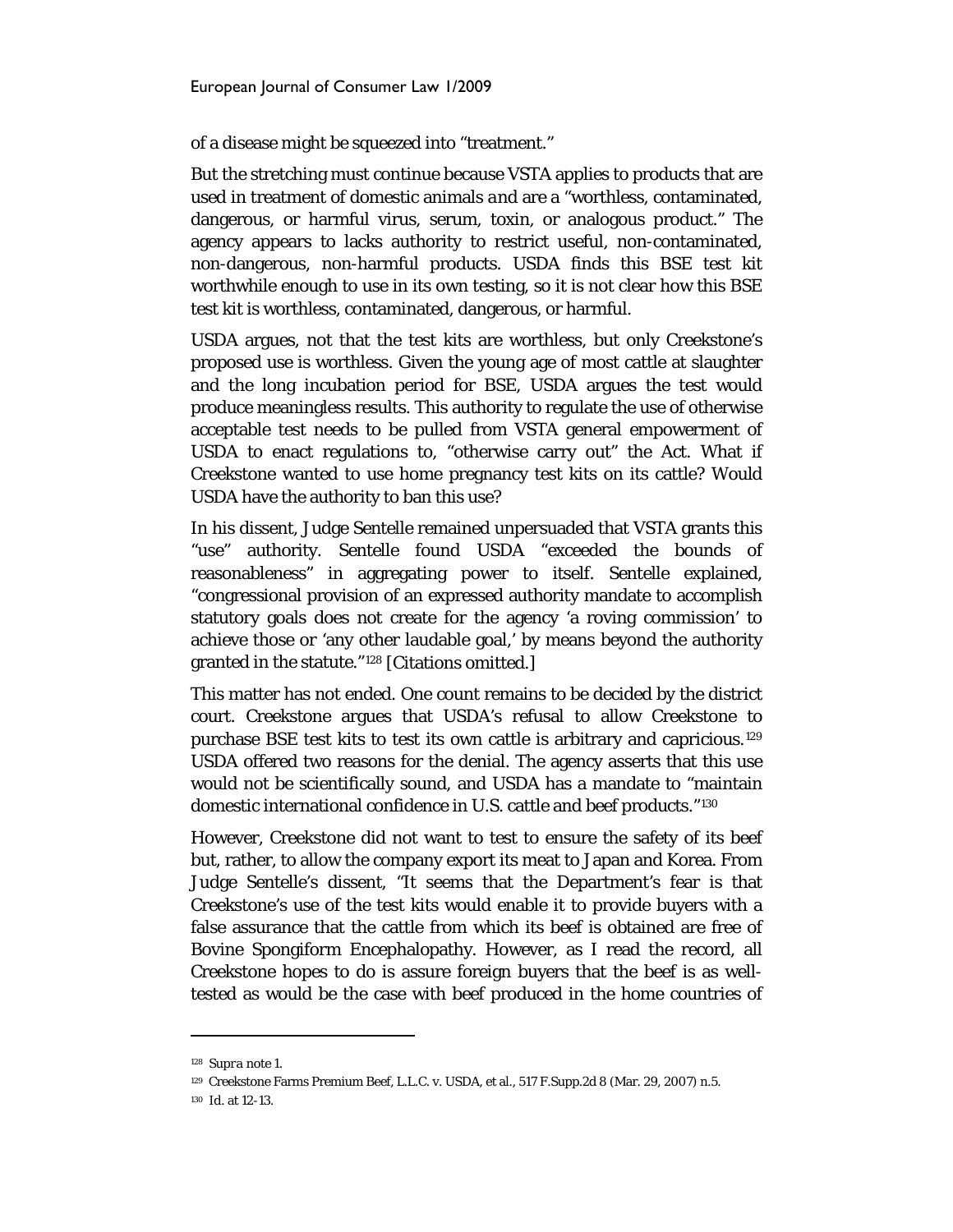of a disease might be squeezed into "treatment."

But the stretching must continue because VSTA applies to products that are used in treatment of domestic animals *and* are a "worthless, contaminated, dangerous, or harmful virus, serum, toxin, or analogous product." The agency appears to lacks authority to restrict useful, non-contaminated, non-dangerous, non-harmful products. USDA finds this BSE test kit worthwhile enough to use in its own testing, so it is not clear how this BSE test kit is worthless, contaminated, dangerous, or harmful.

USDA argues, not that the test kits are worthless, but only Creekstone's proposed use is worthless. Given the young age of most cattle at slaughter and the long incubation period for BSE, USDA argues the test would produce meaningless results. This authority to regulate the use of otherwise acceptable test needs to be pulled from VSTA general empowerment of USDA to enact regulations to, "otherwise carry out" the Act. What if Creekstone wanted to use home pregnancy test kits on its cattle? Would USDA have the authority to ban this use?

In his dissent, Judge Sentelle remained unpersuaded that VSTA grants this "use" authority. Sentelle found USDA "exceeded the bounds of reasonableness" in aggregating power to itself. Sentelle explained, "congressional provision of an expressed authority mandate to accomplish statutory goals does not create for the agency 'a roving commission' to achieve those or 'any other laudable goal,' by means beyond the authority granted in the statute."[128] [Citations omitted.]

This matter has not ended. One count remains to be decided by the district court. Creekstone argues that USDA's refusal to allow Creekstone to purchase BSE test kits to test its own cattle is arbitrary and capricious.[129] USDA offered two reasons for the denial. The agency asserts that this use would not be scientifically sound, and USDA has a mandate to "maintain domestic international confidence in U.S. cattle and beef products."[130]

However, Creekstone did not want to test to ensure the safety of its beef but, rather, to allow the company export its meat to Japan and Korea. From Judge Sentelle's dissent, "It seems that the Department's fear is that Creekstone's use of the test kits would enable it to provide buyers with a false assurance that the cattle from which its beef is obtained are free of Bovine Spongiform Encephalopathy. However, as I read the record, all Creekstone hopes to do is assure foreign buyers that the beef is as well-tested as would be the case with beef produced in the home countries of

---

[128] *Supra* note 1.

[129] Creekstone Farms Premium Beef, L.L.C. v. USDA, et al., 517 F.Supp.2d 8 (Mar. 29, 2007) n.5.

[130] *Id.* at 12-13.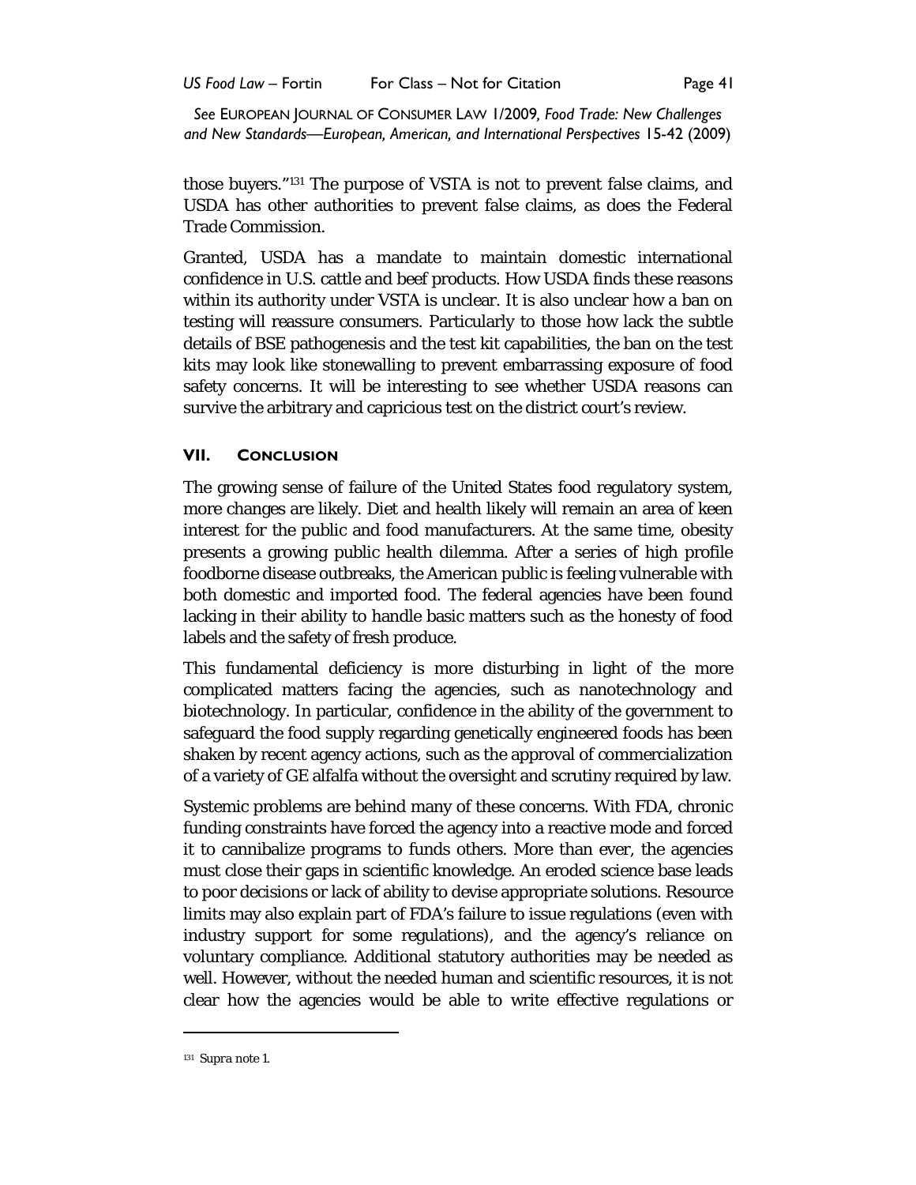those buyers."[131] The purpose of VSTA is not to prevent false claims, and USDA has other authorities to prevent false claims, as does the Federal Trade Commission.

Granted, USDA has a mandate to maintain domestic international confidence in U.S. cattle and beef products. How USDA finds these reasons within its authority under VSTA is unclear. It is also unclear how a ban on testing will reassure consumers. Particularly to those how lack the subtle details of BSE pathogenesis and the test kit capabilities, the ban on the test kits may look like stonewalling to prevent embarrassing exposure of food safety concerns. It will be interesting to see whether USDA reasons can survive the arbitrary and capricious test on the district court's review.

## VII. CONCLUSION

The growing sense of failure of the United States food regulatory system, more changes are likely. Diet and health likely will remain an area of keen interest for the public and food manufacturers. At the same time, obesity presents a growing public health dilemma. After a series of high profile foodborne disease outbreaks, the American public is feeling vulnerable with both domestic and imported food. The federal agencies have been found lacking in their ability to handle basic matters such as the honesty of food labels and the safety of fresh produce.

This fundamental deficiency is more disturbing in light of the more complicated matters facing the agencies, such as nanotechnology and biotechnology. In particular, confidence in the ability of the government to safeguard the food supply regarding genetically engineered foods has been shaken by recent agency actions, such as the approval of commercialization of a variety of GE alfalfa without the oversight and scrutiny required by law.

Systemic problems are behind many of these concerns. With FDA, chronic funding constraints have forced the agency into a reactive mode and forced it to cannibalize programs to funds others. More than ever, the agencies must close their gaps in scientific knowledge. An eroded science base leads to poor decisions or lack of ability to devise appropriate solutions. Resource limits may also explain part of FDA's failure to issue regulations (even with industry support for some regulations), and the agency's reliance on voluntary compliance. Additional statutory authorities may be needed as well. However, without the needed human and scientific resources, it is not clear how the agencies would be able to write effective regulations or

[131] *Supra* note 1.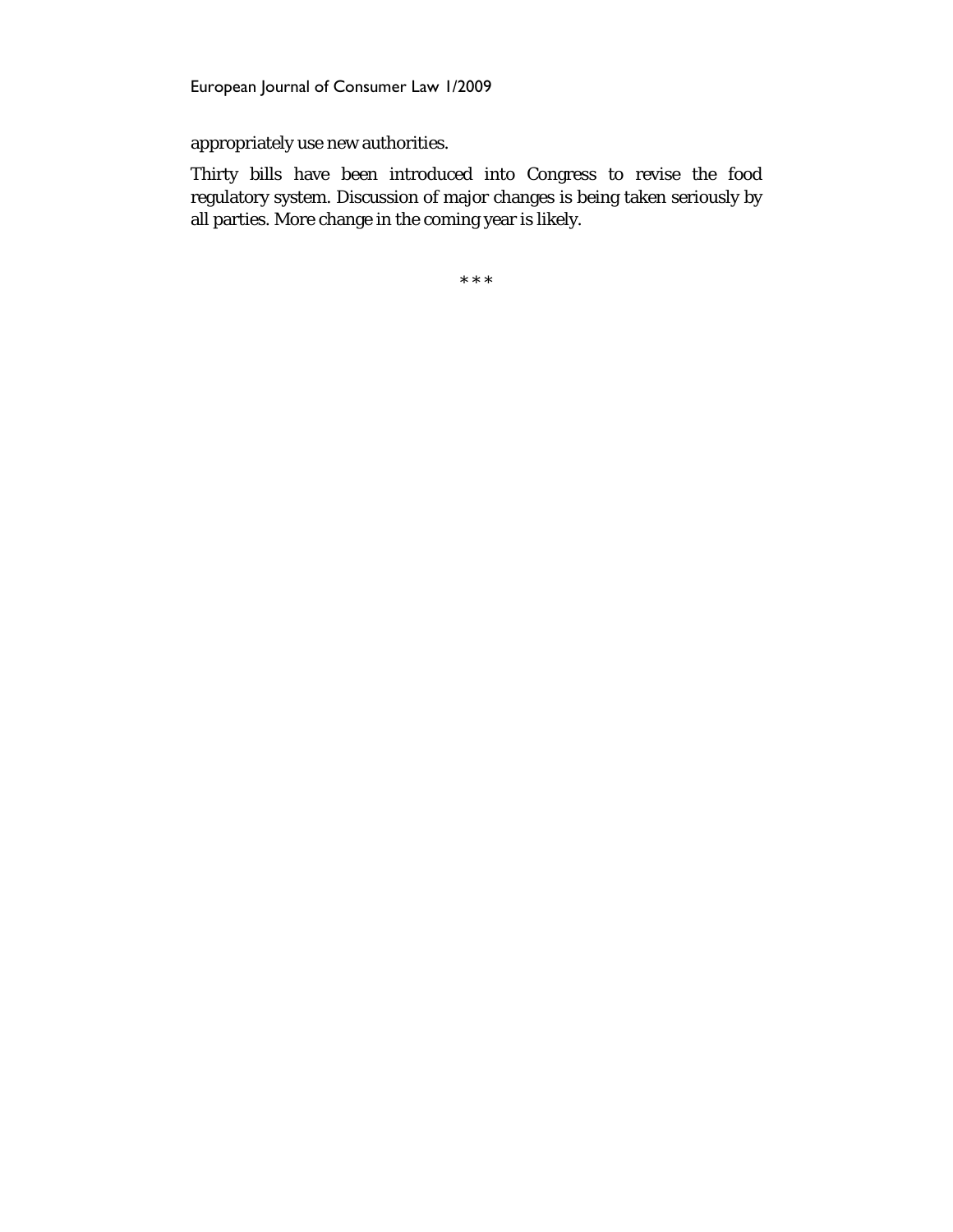appropriately use new authorities.

Thirty bills have been introduced into Congress to revise the food regulatory system. Discussion of major changes is being taken seriously by all parties. More change in the coming year is likely.

* * *